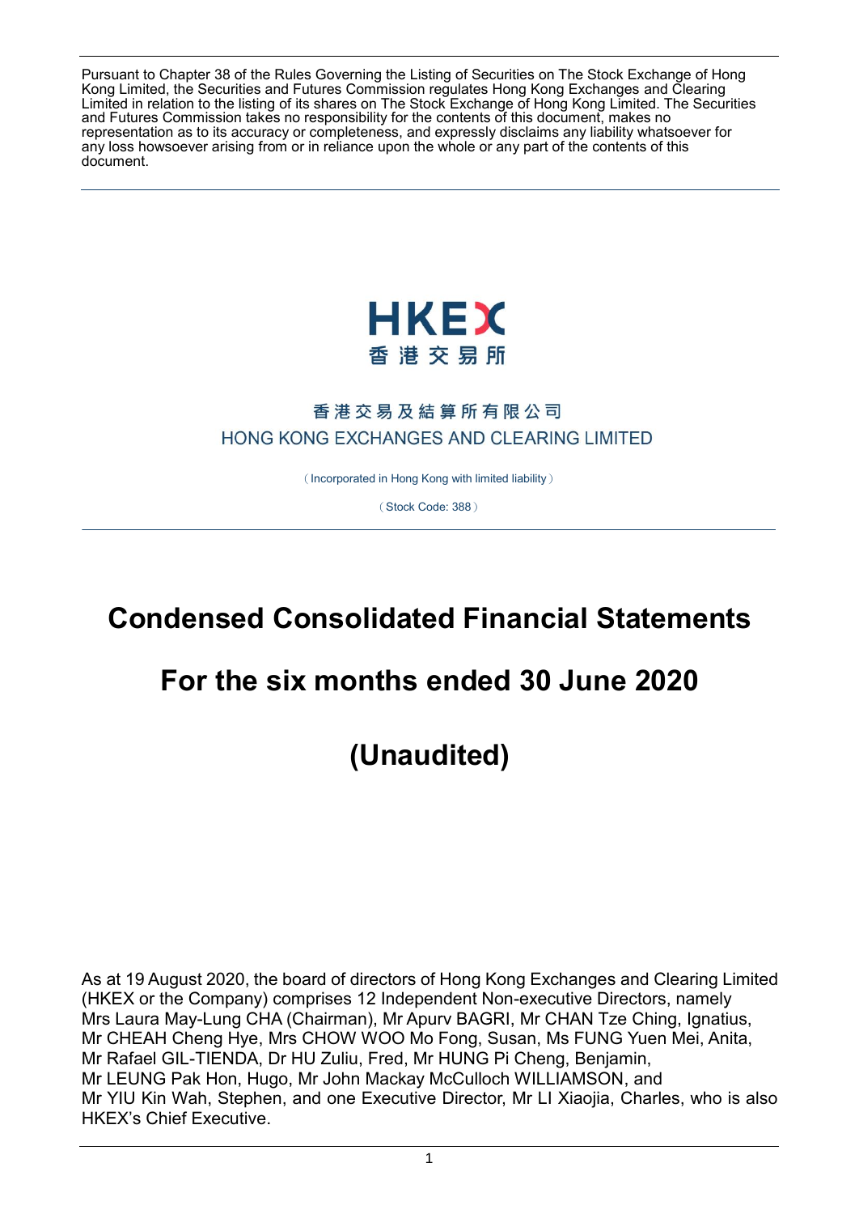Pursuant to Chapter 38 of the Rules Governing the Listing of Securities on The Stock Exchange of Hong Kong Limited, the Securities and Futures Commission regulates Hong Kong Exchanges and Clearing Limited in relation to the listing of its shares on The Stock Exchange of Hong Kong Limited. The Securities and Futures Commission takes no responsibility for the contents of this document, makes no representation as to its accuracy or completeness, and expressly disclaims any liability whatsoever for any loss howsoever arising from or in reliance upon the whole or any part of the contents of this document.

HKEX
香港交易所

香港交易及結算所有限公司
HONG KONG EXCHANGES AND CLEARING LIMITED

(Incorporated in Hong Kong with limited liability)

(Stock Code: 388)

# Condensed Consolidated Financial Statements

# For the six months ended 30 June 2020

# (Unaudited)

As at 19 August 2020, the board of directors of Hong Kong Exchanges and Clearing Limited (HKEX or the Company) comprises 12 Independent Non-executive Directors, namely Mrs Laura May-Lung CHA (Chairman), Mr Apurv BAGRI, Mr CHAN Tze Ching, Ignatius, Mr CHEAH Cheng Hye, Mrs CHOW WOO Mo Fong, Susan, Ms FUNG Yuen Mei, Anita, Mr Rafael GIL-TIENDA, Dr HU Zuliu, Fred, Mr HUNG Pi Cheng, Benjamin, Mr LEUNG Pak Hon, Hugo, Mr John Mackay McCulloch WILLIAMSON, and Mr YIU Kin Wah, Stephen, and one Executive Director, Mr LI Xiaojia, Charles, who is also HKEX's Chief Executive.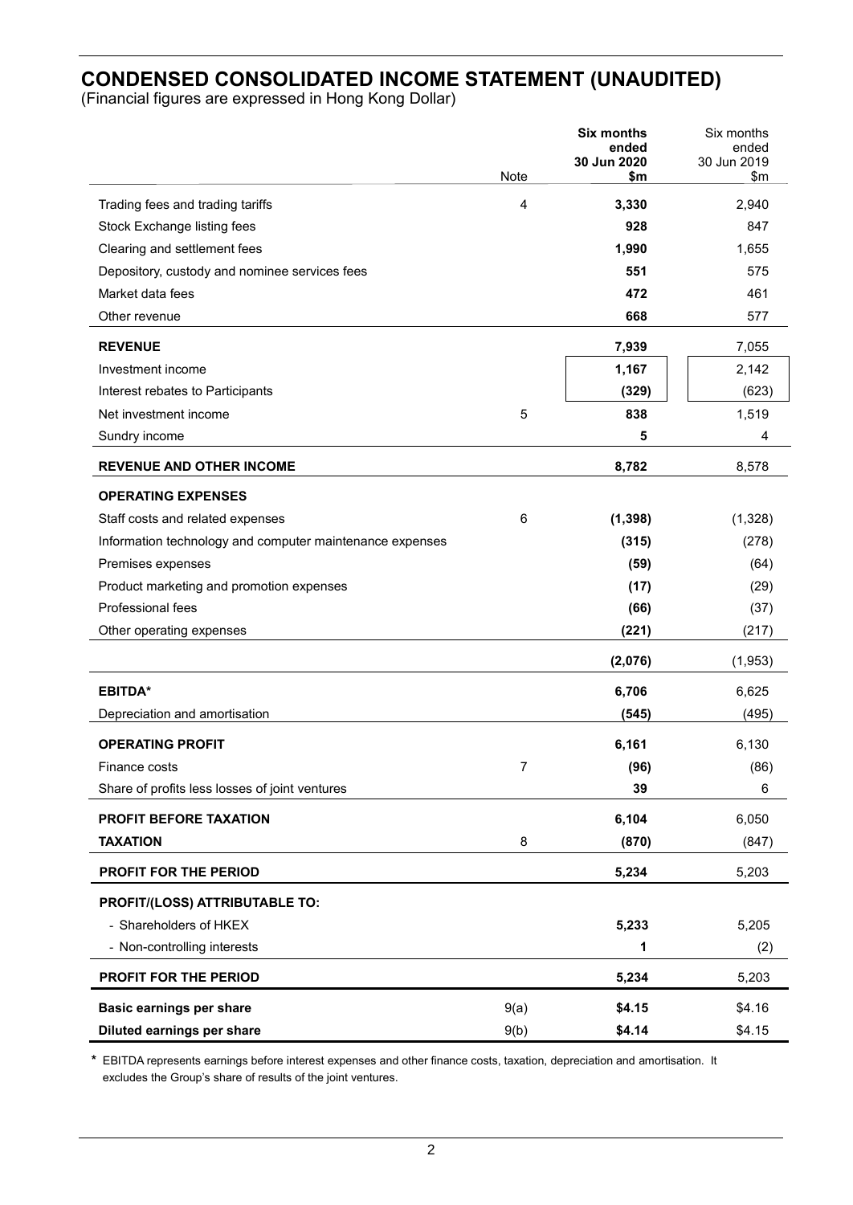# CONDENSED CONSOLIDATED INCOME STATEMENT (UNAUDITED)

(Financial figures are expressed in Hong Kong Dollar)

| | Note | **Six months ended 30 Jun 2020 $m** | Six months ended 30 Jun 2019 $m |
|---|---|---|---|
| Trading fees and trading tariffs | 4 | **3,330** | 2,940 |
| Stock Exchange listing fees | | **928** | 847 |
| Clearing and settlement fees | | **1,990** | 1,655 |
| Depository, custody and nominee services fees | | **551** | 575 |
| Market data fees | | **472** | 461 |
| Other revenue | | **668** | 577 |
| **REVENUE** | | **7,939** | 7,055 |
| Investment income | | **1,167** | 2,142 |
| Interest rebates to Participants | | **(329)** | (623) |
| Net investment income | 5 | **838** | 1,519 |
| Sundry income | | **5** | 4 |
| **REVENUE AND OTHER INCOME** | | **8,782** | 8,578 |
| **OPERATING EXPENSES** | | | |
| Staff costs and related expenses | 6 | **(1,398)** | (1,328) |
| Information technology and computer maintenance expenses | | **(315)** | (278) |
| Premises expenses | | **(59)** | (64) |
| Product marketing and promotion expenses | | **(17)** | (29) |
| Professional fees | | **(66)** | (37) |
| Other operating expenses | | **(221)** | (217) |
| | | **(2,076)** | (1,953) |
| **EBITDA*** | | **6,706** | 6,625 |
| Depreciation and amortisation | | **(545)** | (495) |
| **OPERATING PROFIT** | | **6,161** | 6,130 |
| Finance costs | 7 | **(96)** | (86) |
| Share of profits less losses of joint ventures | | **39** | 6 |
| **PROFIT BEFORE TAXATION** | | **6,104** | 6,050 |
| **TAXATION** | 8 | **(870)** | (847) |
| **PROFIT FOR THE PERIOD** | | **5,234** | 5,203 |
| **PROFIT/(LOSS) ATTRIBUTABLE TO:** | | | |
| - Shareholders of HKEX | | **5,233** | 5,205 |
| - Non-controlling interests | | **1** | (2) |
| **PROFIT FOR THE PERIOD** | | **5,234** | 5,203 |
| **Basic earnings per share** | 9(a) | **$4.15** | $4.16 |
| **Diluted earnings per share** | 9(b) | **$4.14** | $4.15 |

\* EBITDA represents earnings before interest expenses and other finance costs, taxation, depreciation and amortisation. It excludes the Group's share of results of the joint ventures.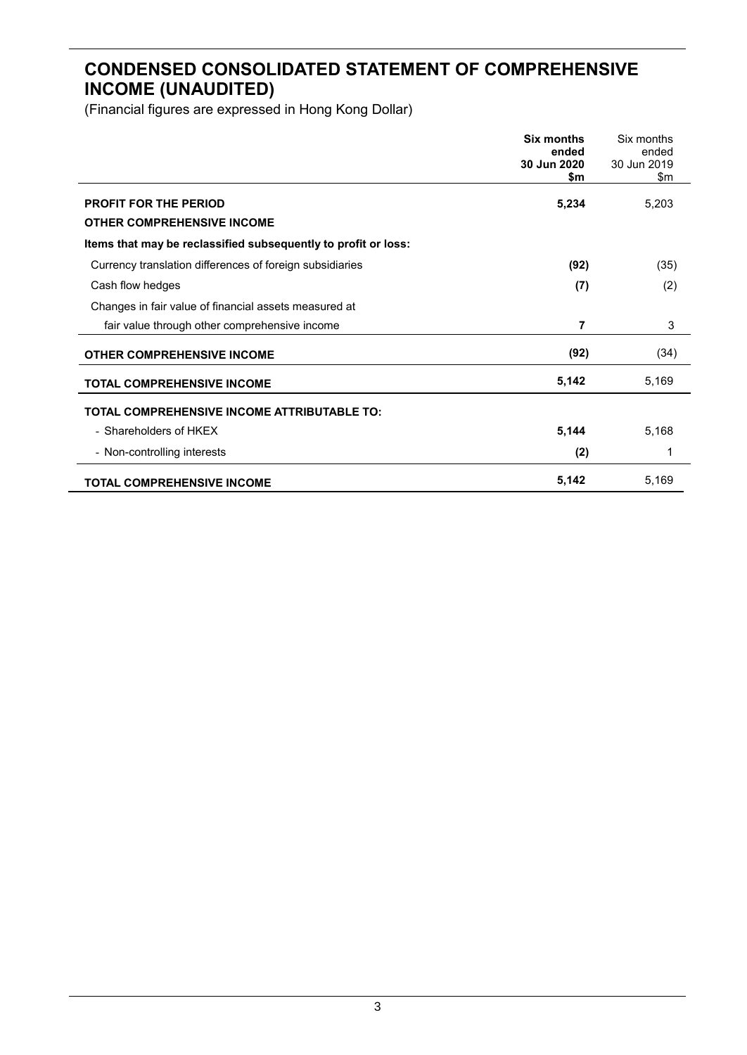# CONDENSED CONSOLIDATED STATEMENT OF COMPREHENSIVE INCOME (UNAUDITED)

(Financial figures are expressed in Hong Kong Dollar)

| | **Six months ended 30 Jun 2020 $m** | Six months ended 30 Jun 2019 $m |
|---|---|---|
| **PROFIT FOR THE PERIOD** | **5,234** | 5,203 |
| **OTHER COMPREHENSIVE INCOME** | | |
| **Items that may be reclassified subsequently to profit or loss:** | | |
| Currency translation differences of foreign subsidiaries | **(92)** | (35) |
| Cash flow hedges | **(7)** | (2) |
| Changes in fair value of financial assets measured at fair value through other comprehensive income | **7** | 3 |
| **OTHER COMPREHENSIVE INCOME** | **(92)** | (34) |
| **TOTAL COMPREHENSIVE INCOME** | **5,142** | 5,169 |
| **TOTAL COMPREHENSIVE INCOME ATTRIBUTABLE TO:** | | |
| - Shareholders of HKEX | **5,144** | 5,168 |
| - Non-controlling interests | **(2)** | 1 |
| **TOTAL COMPREHENSIVE INCOME** | **5,142** | 5,169 |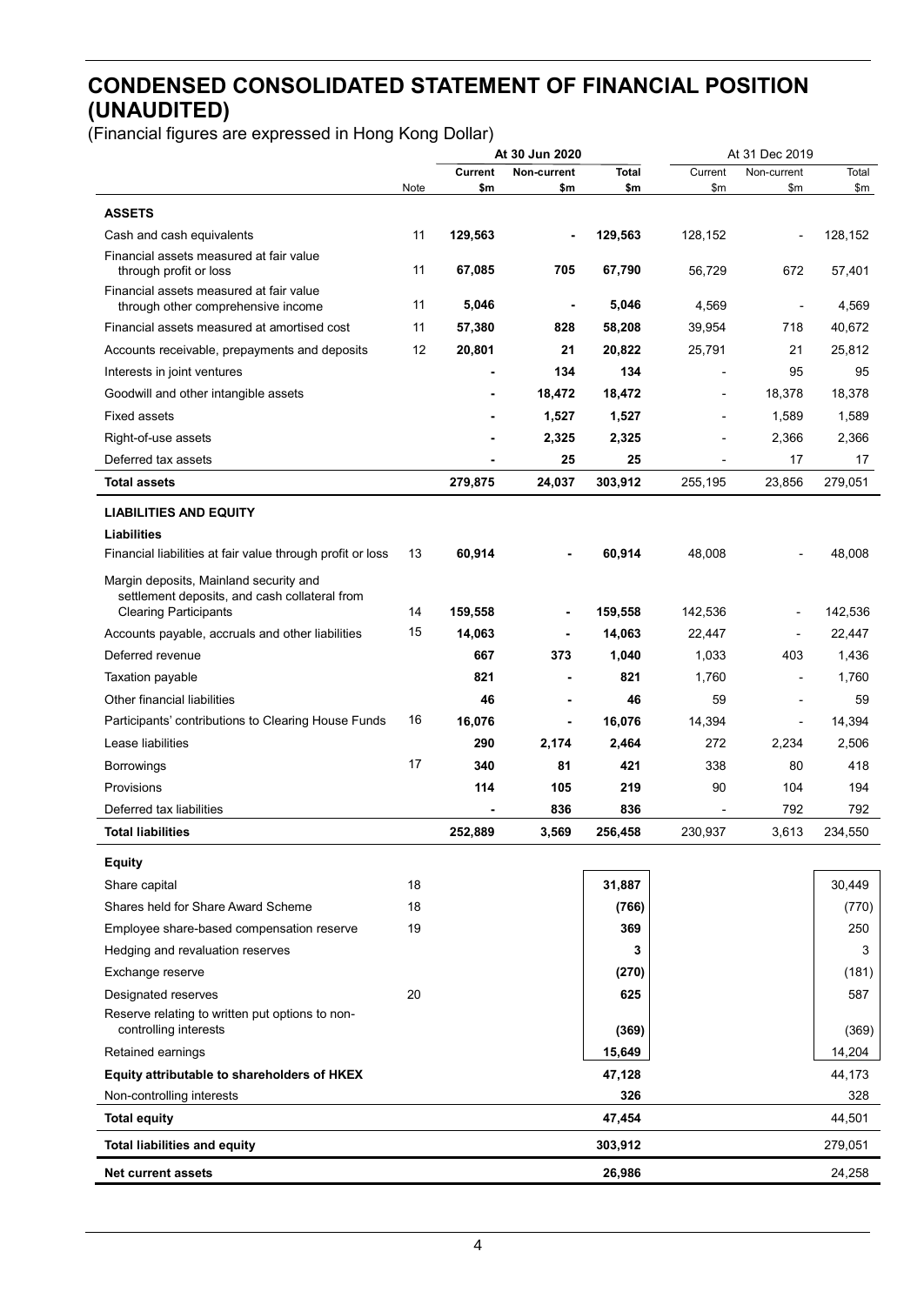# CONDENSED CONSOLIDATED STATEMENT OF FINANCIAL POSITION (UNAUDITED)

(Financial figures are expressed in Hong Kong Dollar)

| | | **At 30 Jun 2020** | | | At 31 Dec 2019 | | |
|---|---|---|---|---|---|---|---|
| | Note | **Current $m** | **Non-current $m** | **Total $m** | Current $m | Non-current $m | Total $m |
| **ASSETS** | | | | | | | |
| Cash and cash equivalents | 11 | **129,563** | **-** | **129,563** | 128,152 | - | 128,152 |
| Financial assets measured at fair value through profit or loss | 11 | **67,085** | **705** | **67,790** | 56,729 | 672 | 57,401 |
| Financial assets measured at fair value through other comprehensive income | 11 | **5,046** | **-** | **5,046** | 4,569 | - | 4,569 |
| Financial assets measured at amortised cost | 11 | **57,380** | **828** | **58,208** | 39,954 | 718 | 40,672 |
| Accounts receivable, prepayments and deposits | 12 | **20,801** | **21** | **20,822** | 25,791 | 21 | 25,812 |
| Interests in joint ventures | | **-** | **134** | **134** | - | 95 | 95 |
| Goodwill and other intangible assets | | **-** | **18,472** | **18,472** | - | 18,378 | 18,378 |
| Fixed assets | | **-** | **1,527** | **1,527** | - | 1,589 | 1,589 |
| Right-of-use assets | | **-** | **2,325** | **2,325** | - | 2,366 | 2,366 |
| Deferred tax assets | | **-** | **25** | **25** | - | 17 | 17 |
| **Total assets** | | **279,875** | **24,037** | **303,912** | 255,195 | 23,856 | 279,051 |
| **LIABILITIES AND EQUITY** | | | | | | | |
| **Liabilities** | | | | | | | |
| Financial liabilities at fair value through profit or loss | 13 | **60,914** | **-** | **60,914** | 48,008 | - | 48,008 |
| Margin deposits, Mainland security and settlement deposits, and cash collateral from Clearing Participants | 14 | **159,558** | **-** | **159,558** | 142,536 | - | 142,536 |
| Accounts payable, accruals and other liabilities | 15 | **14,063** | **-** | **14,063** | 22,447 | - | 22,447 |
| Deferred revenue | | **667** | **373** | **1,040** | 1,033 | 403 | 1,436 |
| Taxation payable | | **821** | **-** | **821** | 1,760 | - | 1,760 |
| Other financial liabilities | | **46** | **-** | **46** | 59 | - | 59 |
| Participants' contributions to Clearing House Funds | 16 | **16,076** | **-** | **16,076** | 14,394 | - | 14,394 |
| Lease liabilities | | **290** | **2,174** | **2,464** | 272 | 2,234 | 2,506 |
| Borrowings | 17 | **340** | **81** | **421** | 338 | 80 | 418 |
| Provisions | | **114** | **105** | **219** | 90 | 104 | 194 |
| Deferred tax liabilities | | **-** | **836** | **836** | - | 792 | 792 |
| **Total liabilities** | | **252,889** | **3,569** | **256,458** | 230,937 | 3,613 | 234,550 |
| **Equity** | | | | | | | |
| Share capital | 18 | | | **31,887** | | | 30,449 |
| Shares held for Share Award Scheme | 18 | | | **(766)** | | | (770) |
| Employee share-based compensation reserve | 19 | | | **369** | | | 250 |
| Hedging and revaluation reserves | | | | **3** | | | 3 |
| Exchange reserve | | | | **(270)** | | | (181) |
| Designated reserves | 20 | | | **625** | | | 587 |
| Reserve relating to written put options to non-controlling interests | | | | **(369)** | | | (369) |
| Retained earnings | | | | **15,649** | | | 14,204 |
| **Equity attributable to shareholders of HKEX** | | | | **47,128** | | | 44,173 |
| Non-controlling interests | | | | **326** | | | 328 |
| **Total equity** | | | | **47,454** | | | 44,501 |
| **Total liabilities and equity** | | | | **303,912** | | | 279,051 |
| **Net current assets** | | | | **26,986** | | | 24,258 |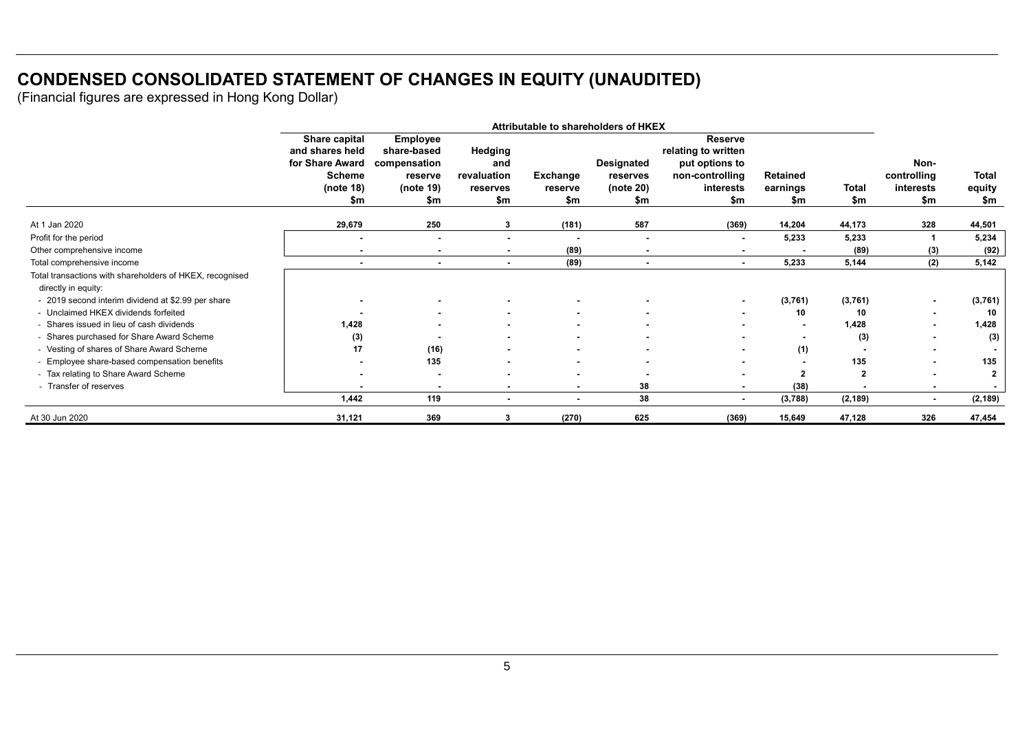# CONDENSED CONSOLIDATED STATEMENT OF CHANGES IN EQUITY (UNAUDITED)

(Financial figures are expressed in Hong Kong Dollar)

| | Attributable to shareholders of HKEX | | | | | | | | | |
|---|---|---|---|---|---|---|---|---|---|---|
| | Share capital and shares held for Share Award Scheme (note 18) $m | Employee share-based compensation reserve (note 19) $m | Hedging and revaluation reserves $m | Exchange reserve $m | Designated reserves (note 20) $m | Reserve relating to written put options to non-controlling interests $m | Retained earnings $m | Total $m | Non-controlling interests $m | Total equity $m |
| At 1 Jan 2020 | 29,679 | 250 | 3 | (181) | 587 | (369) | 14,204 | 44,173 | 328 | 44,501 |
| Profit for the period | - | - | - | - | - | - | 5,233 | 5,233 | 1 | 5,234 |
| Other comprehensive income | - | - | - | (89) | - | - | - | (89) | (3) | (92) |
| Total comprehensive income | - | - | - | (89) | - | - | 5,233 | 5,144 | (2) | 5,142 |
| Total transactions with shareholders of HKEX, recognised directly in equity: | | | | | | | | | | |
| - 2019 second interim dividend at $2.99 per share | - | - | - | - | - | - | (3,761) | (3,761) | - | (3,761) |
| - Unclaimed HKEX dividends forfeited | - | - | - | - | - | - | 10 | 10 | - | 10 |
| - Shares issued in lieu of cash dividends | 1,428 | - | - | - | - | - | - | 1,428 | - | 1,428 |
| - Shares purchased for Share Award Scheme | (3) | - | - | - | - | - | - | (3) | - | (3) |
| - Vesting of shares of Share Award Scheme | 17 | (16) | - | - | - | - | (1) | - | - | - |
| - Employee share-based compensation benefits | - | 135 | - | - | - | - | - | 135 | - | 135 |
| - Tax relating to Share Award Scheme | - | - | - | - | - | - | 2 | 2 | - | 2 |
| - Transfer of reserves | - | - | - | - | 38 | - | (38) | - | - | - |
| | 1,442 | 119 | - | - | 38 | - | (3,788) | (2,189) | - | (2,189) |
| At 30 Jun 2020 | 31,121 | 369 | 3 | (270) | 625 | (369) | 15,649 | 47,128 | 326 | 47,454 |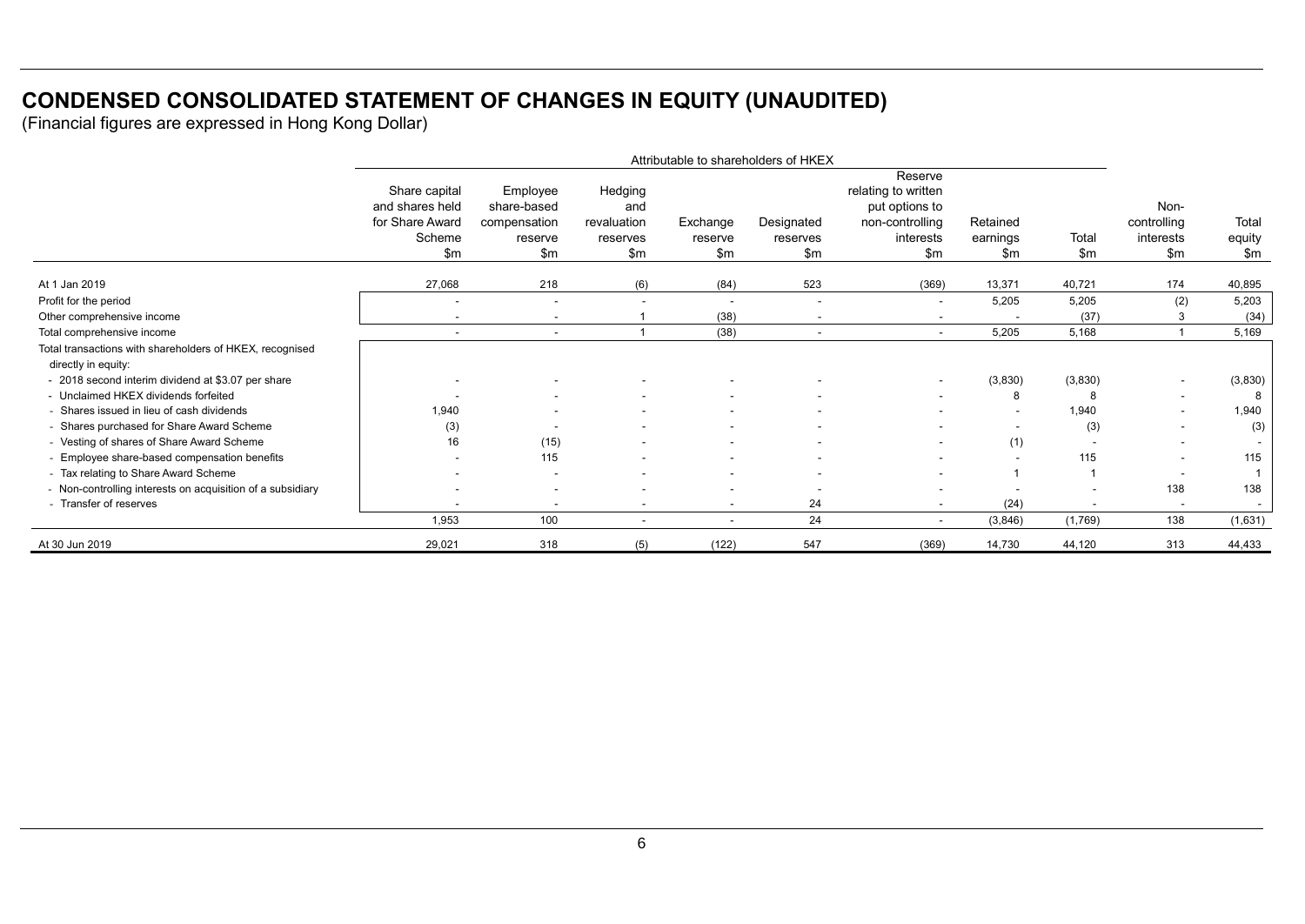# CONDENSED CONSOLIDATED STATEMENT OF CHANGES IN EQUITY (UNAUDITED)

(Financial figures are expressed in Hong Kong Dollar)

| | Attributable to shareholders of HKEX | | | | | | | | | |
|---|---|---|---|---|---|---|---|---|---|---|
| | Share capital and shares held for Share Award Scheme $m | Employee share-based compensation reserve $m | Hedging and revaluation reserves $m | Exchange reserve $m | Designated reserves $m | Reserve relating to written put options to non-controlling interests $m | Retained earnings $m | Total $m | Non-controlling interests $m | Total equity $m |
| At 1 Jan 2019 | 27,068 | 218 | (6) | (84) | 523 | (369) | 13,371 | 40,721 | 174 | 40,895 |
| Profit for the period | - | - | - | - | - | - | 5,205 | 5,205 | (2) | 5,203 |
| Other comprehensive income | - | - | 1 | (38) | - | - | - | (37) | 3 | (34) |
| Total comprehensive income | - | - | 1 | (38) | - | - | 5,205 | 5,168 | 1 | 5,169 |
| Total transactions with shareholders of HKEX, recognised directly in equity: | | | | | | | | | | |
| - 2018 second interim dividend at $3.07 per share | - | - | - | - | - | - | (3,830) | (3,830) | - | (3,830) |
| - Unclaimed HKEX dividends forfeited | - | - | - | - | - | - | 8 | 8 | - | 8 |
| - Shares issued in lieu of cash dividends | 1,940 | - | - | - | - | - | - | 1,940 | - | 1,940 |
| - Shares purchased for Share Award Scheme | (3) | - | - | - | - | - | - | (3) | - | (3) |
| - Vesting of shares of Share Award Scheme | 16 | (15) | - | - | - | - | (1) | - | - | - |
| - Employee share-based compensation benefits | - | 115 | - | - | - | - | - | 115 | - | 115 |
| - Tax relating to Share Award Scheme | - | - | - | - | - | - | 1 | 1 | - | 1 |
| - Non-controlling interests on acquisition of a subsidiary | - | - | - | - | - | - | - | - | 138 | 138 |
| - Transfer of reserves | - | - | - | - | 24 | - | (24) | - | - | - |
| | 1,953 | 100 | - | - | 24 | - | (3,846) | (1,769) | 138 | (1,631) |
| At 30 Jun 2019 | 29,021 | 318 | (5) | (122) | 547 | (369) | 14,730 | 44,120 | 313 | 44,433 |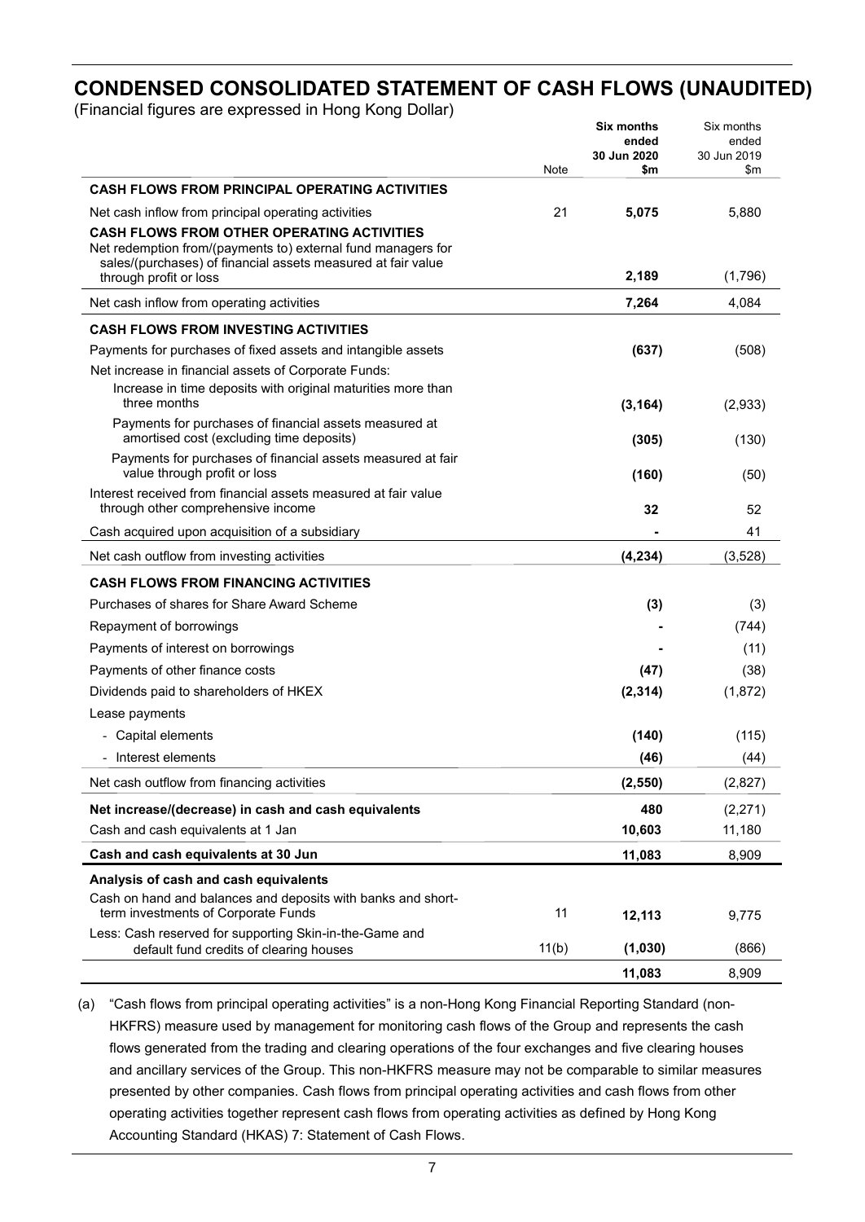# CONDENSED CONSOLIDATED STATEMENT OF CASH FLOWS (UNAUDITED)

(Financial figures are expressed in Hong Kong Dollar)

| | Note | **Six months ended 30 Jun 2020 $m** | Six months ended 30 Jun 2019 $m |
|---|---|---|---|
| **CASH FLOWS FROM PRINCIPAL OPERATING ACTIVITIES** | | | |
| Net cash inflow from principal operating activities | 21 | **5,075** | 5,880 |
| **CASH FLOWS FROM OTHER OPERATING ACTIVITIES** | | | |
| Net redemption from/(payments to) external fund managers for sales/(purchases) of financial assets measured at fair value through profit or loss | | **2,189** | (1,796) |
| Net cash inflow from operating activities | | **7,264** | 4,084 |
| **CASH FLOWS FROM INVESTING ACTIVITIES** | | | |
| Payments for purchases of fixed assets and intangible assets | | **(637)** | (508) |
| Net increase in financial assets of Corporate Funds: | | | |
| Increase in time deposits with original maturities more than three months | | **(3,164)** | (2,933) |
| Payments for purchases of financial assets measured at amortised cost (excluding time deposits) | | **(305)** | (130) |
| Payments for purchases of financial assets measured at fair value through profit or loss | | **(160)** | (50) |
| Interest received from financial assets measured at fair value through other comprehensive income | | **32** | 52 |
| Cash acquired upon acquisition of a subsidiary | | **-** | 41 |
| Net cash outflow from investing activities | | **(4,234)** | (3,528) |
| **CASH FLOWS FROM FINANCING ACTIVITIES** | | | |
| Purchases of shares for Share Award Scheme | | **(3)** | (3) |
| Repayment of borrowings | | **-** | (744) |
| Payments of interest on borrowings | | **-** | (11) |
| Payments of other finance costs | | **(47)** | (38) |
| Dividends paid to shareholders of HKEX | | **(2,314)** | (1,872) |
| Lease payments | | | |
| - Capital elements | | **(140)** | (115) |
| - Interest elements | | **(46)** | (44) |
| Net cash outflow from financing activities | | **(2,550)** | (2,827) |
| **Net increase/(decrease) in cash and cash equivalents** | | **480** | (2,271) |
| Cash and cash equivalents at 1 Jan | | **10,603** | 11,180 |
| **Cash and cash equivalents at 30 Jun** | | **11,083** | 8,909 |
| **Analysis of cash and cash equivalents** | | | |
| Cash on hand and balances and deposits with banks and short-term investments of Corporate Funds | 11 | **12,113** | 9,775 |
| Less: Cash reserved for supporting Skin-in-the-Game and default fund credits of clearing houses | 11(b) | **(1,030)** | (866) |
| | | **11,083** | 8,909 |

(a) "Cash flows from principal operating activities" is a non-Hong Kong Financial Reporting Standard (non-HKFRS) measure used by management for monitoring cash flows of the Group and represents the cash flows generated from the trading and clearing operations of the four exchanges and five clearing houses and ancillary services of the Group. This non-HKFRS measure may not be comparable to similar measures presented by other companies. Cash flows from principal operating activities and cash flows from other operating activities together represent cash flows from operating activities as defined by Hong Kong Accounting Standard (HKAS) 7: Statement of Cash Flows.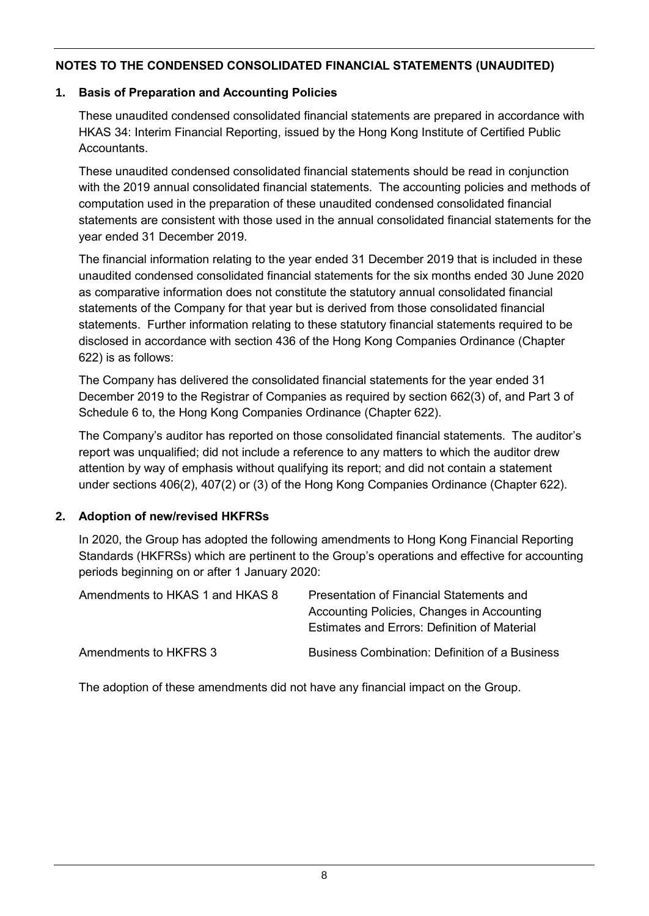## NOTES TO THE CONDENSED CONSOLIDATED FINANCIAL STATEMENTS (UNAUDITED)

### 1. Basis of Preparation and Accounting Policies

These unaudited condensed consolidated financial statements are prepared in accordance with HKAS 34: Interim Financial Reporting, issued by the Hong Kong Institute of Certified Public Accountants.

These unaudited condensed consolidated financial statements should be read in conjunction with the 2019 annual consolidated financial statements. The accounting policies and methods of computation used in the preparation of these unaudited condensed consolidated financial statements are consistent with those used in the annual consolidated financial statements for the year ended 31 December 2019.

The financial information relating to the year ended 31 December 2019 that is included in these unaudited condensed consolidated financial statements for the six months ended 30 June 2020 as comparative information does not constitute the statutory annual consolidated financial statements of the Company for that year but is derived from those consolidated financial statements. Further information relating to these statutory financial statements required to be disclosed in accordance with section 436 of the Hong Kong Companies Ordinance (Chapter 622) is as follows:

The Company has delivered the consolidated financial statements for the year ended 31 December 2019 to the Registrar of Companies as required by section 662(3) of, and Part 3 of Schedule 6 to, the Hong Kong Companies Ordinance (Chapter 622).

The Company's auditor has reported on those consolidated financial statements. The auditor's report was unqualified; did not include a reference to any matters to which the auditor drew attention by way of emphasis without qualifying its report; and did not contain a statement under sections 406(2), 407(2) or (3) of the Hong Kong Companies Ordinance (Chapter 622).

### 2. Adoption of new/revised HKFRSs

In 2020, the Group has adopted the following amendments to Hong Kong Financial Reporting Standards (HKFRSs) which are pertinent to the Group's operations and effective for accounting periods beginning on or after 1 January 2020:

| | |
|---|---|
| Amendments to HKAS 1 and HKAS 8 | Presentation of Financial Statements and Accounting Policies, Changes in Accounting Estimates and Errors: Definition of Material |
| Amendments to HKFRS 3 | Business Combination: Definition of a Business |

The adoption of these amendments did not have any financial impact on the Group.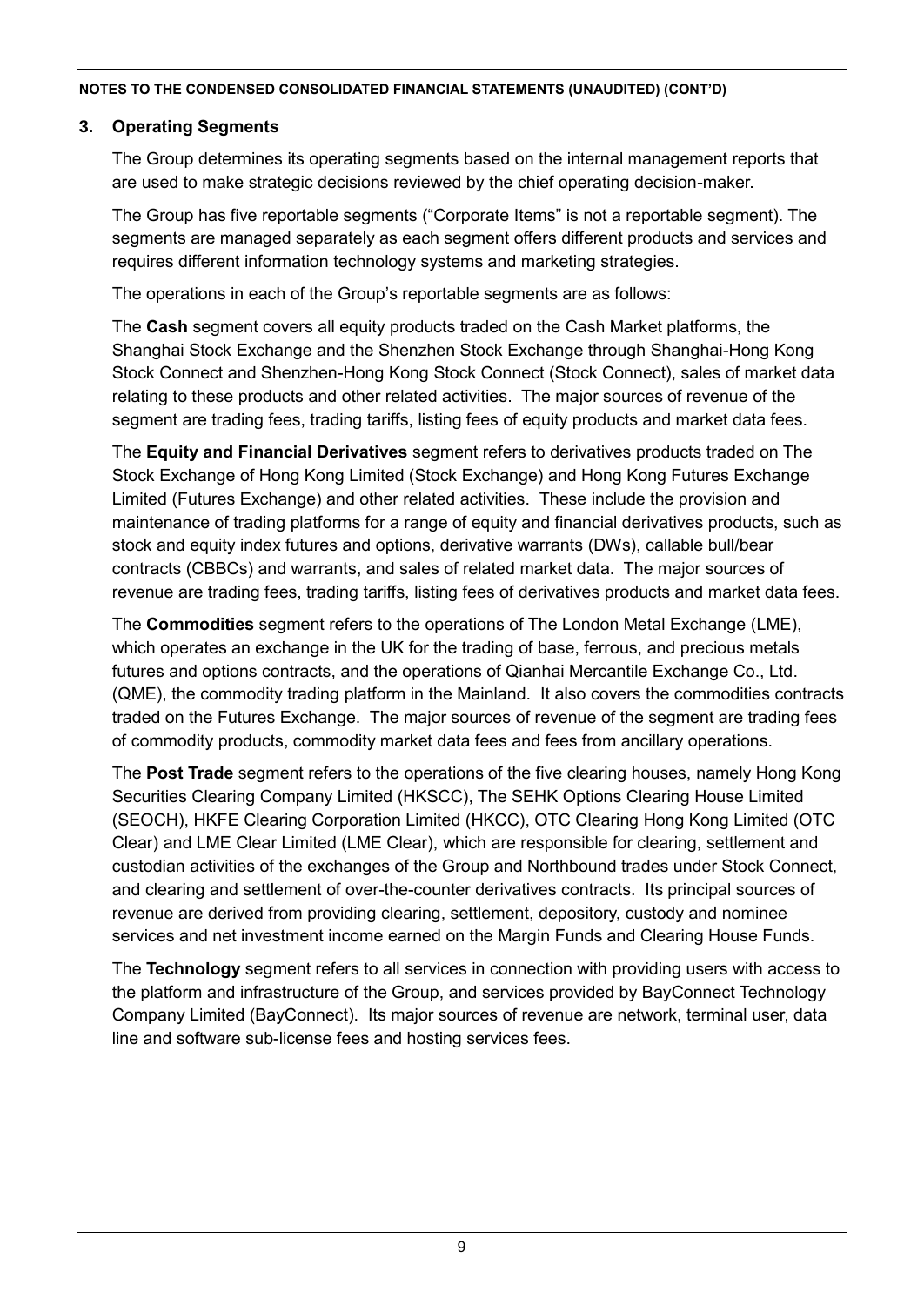**NOTES TO THE CONDENSED CONSOLIDATED FINANCIAL STATEMENTS (UNAUDITED) (CONT'D)**

## 3. Operating Segments

The Group determines its operating segments based on the internal management reports that are used to make strategic decisions reviewed by the chief operating decision-maker.

The Group has five reportable segments ("Corporate Items" is not a reportable segment). The segments are managed separately as each segment offers different products and services and requires different information technology systems and marketing strategies.

The operations in each of the Group's reportable segments are as follows:

The **Cash** segment covers all equity products traded on the Cash Market platforms, the Shanghai Stock Exchange and the Shenzhen Stock Exchange through Shanghai-Hong Kong Stock Connect and Shenzhen-Hong Kong Stock Connect (Stock Connect), sales of market data relating to these products and other related activities. The major sources of revenue of the segment are trading fees, trading tariffs, listing fees of equity products and market data fees.

The **Equity and Financial Derivatives** segment refers to derivatives products traded on The Stock Exchange of Hong Kong Limited (Stock Exchange) and Hong Kong Futures Exchange Limited (Futures Exchange) and other related activities. These include the provision and maintenance of trading platforms for a range of equity and financial derivatives products, such as stock and equity index futures and options, derivative warrants (DWs), callable bull/bear contracts (CBBCs) and warrants, and sales of related market data. The major sources of revenue are trading fees, trading tariffs, listing fees of derivatives products and market data fees.

The **Commodities** segment refers to the operations of The London Metal Exchange (LME), which operates an exchange in the UK for the trading of base, ferrous, and precious metals futures and options contracts, and the operations of Qianhai Mercantile Exchange Co., Ltd. (QME), the commodity trading platform in the Mainland. It also covers the commodities contracts traded on the Futures Exchange. The major sources of revenue of the segment are trading fees of commodity products, commodity market data fees and fees from ancillary operations.

The **Post Trade** segment refers to the operations of the five clearing houses, namely Hong Kong Securities Clearing Company Limited (HKSCC), The SEHK Options Clearing House Limited (SEOCH), HKFE Clearing Corporation Limited (HKCC), OTC Clearing Hong Kong Limited (OTC Clear) and LME Clear Limited (LME Clear), which are responsible for clearing, settlement and custodian activities of the exchanges of the Group and Northbound trades under Stock Connect, and clearing and settlement of over-the-counter derivatives contracts. Its principal sources of revenue are derived from providing clearing, settlement, depository, custody and nominee services and net investment income earned on the Margin Funds and Clearing House Funds.

The **Technology** segment refers to all services in connection with providing users with access to the platform and infrastructure of the Group, and services provided by BayConnect Technology Company Limited (BayConnect). Its major sources of revenue are network, terminal user, data line and software sub-license fees and hosting services fees.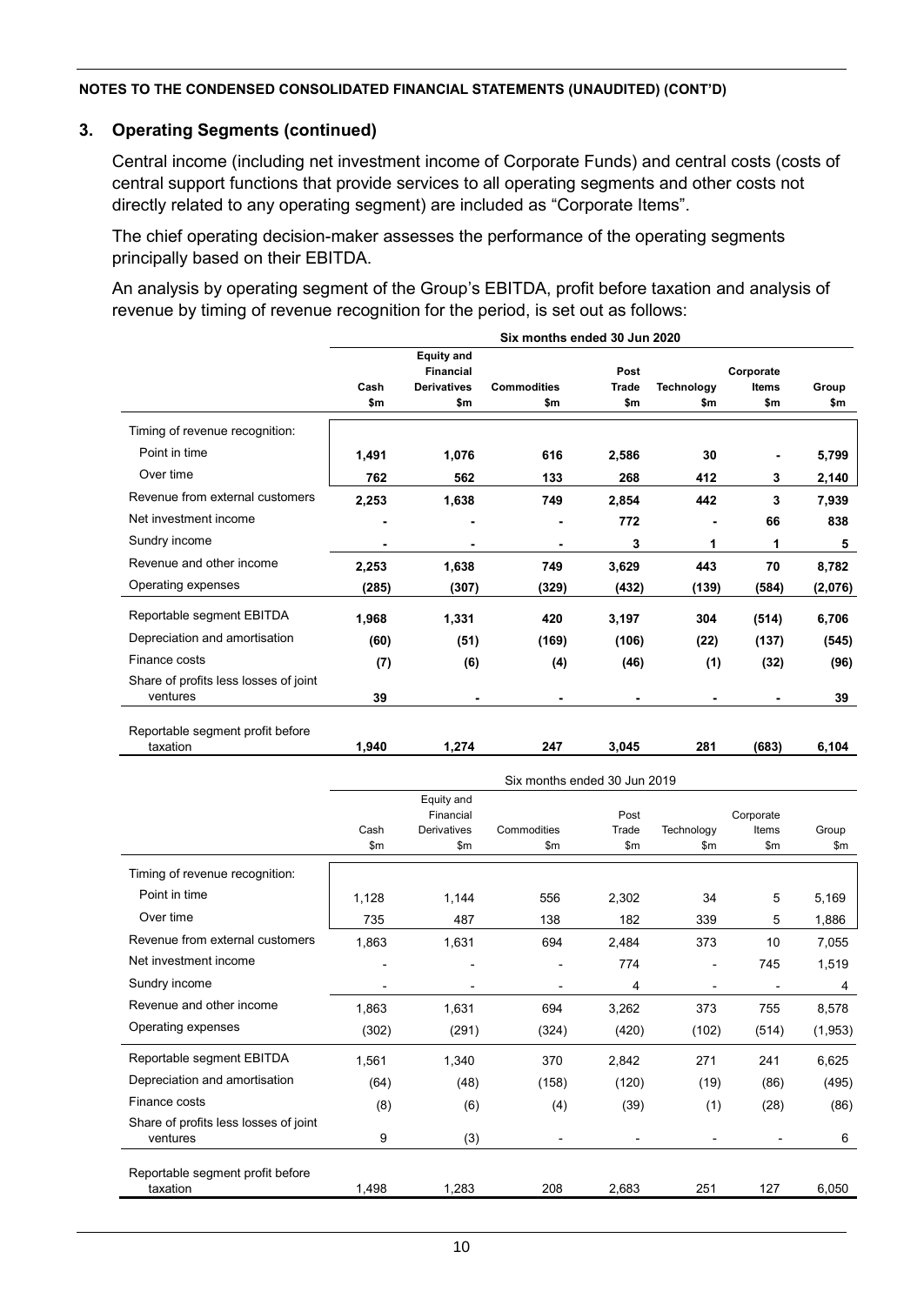**NOTES TO THE CONDENSED CONSOLIDATED FINANCIAL STATEMENTS (UNAUDITED) (CONT'D)**

## 3. Operating Segments (continued)

Central income (including net investment income of Corporate Funds) and central costs (costs of central support functions that provide services to all operating segments and other costs not directly related to any operating segment) are included as "Corporate Items".

The chief operating decision-maker assesses the performance of the operating segments principally based on their EBITDA.

An analysis by operating segment of the Group's EBITDA, profit before taxation and analysis of revenue by timing of revenue recognition for the period, is set out as follows:

| | **Six months ended 30 Jun 2020** | | | | | | |
|---|---|---|---|---|---|---|---|
| | **Cash $m** | **Equity and Financial Derivatives $m** | **Commodities $m** | **Post Trade $m** | **Technology $m** | **Corporate Items $m** | **Group $m** |
| Timing of revenue recognition: | | | | | | | |
| Point in time | **1,491** | **1,076** | **616** | **2,586** | **30** | **-** | **5,799** |
| Over time | **762** | **562** | **133** | **268** | **412** | **3** | **2,140** |
| Revenue from external customers | **2,253** | **1,638** | **749** | **2,854** | **442** | **3** | **7,939** |
| Net investment income | **-** | **-** | **-** | **772** | **-** | **66** | **838** |
| Sundry income | **-** | **-** | **-** | **3** | **1** | **1** | **5** |
| Revenue and other income | **2,253** | **1,638** | **749** | **3,629** | **443** | **70** | **8,782** |
| Operating expenses | **(285)** | **(307)** | **(329)** | **(432)** | **(139)** | **(584)** | **(2,076)** |
| Reportable segment EBITDA | **1,968** | **1,331** | **420** | **3,197** | **304** | **(514)** | **6,706** |
| Depreciation and amortisation | **(60)** | **(51)** | **(169)** | **(106)** | **(22)** | **(137)** | **(545)** |
| Finance costs | **(7)** | **(6)** | **(4)** | **(46)** | **(1)** | **(32)** | **(96)** |
| Share of profits less losses of joint ventures | **39** | **-** | **-** | **-** | **-** | **-** | **39** |
| Reportable segment profit before taxation | **1,940** | **1,274** | **247** | **3,045** | **281** | **(683)** | **6,104** |

| | Six months ended 30 Jun 2019 | | | | | | |
|---|---|---|---|---|---|---|---|
| | Cash $m | Equity and Financial Derivatives $m | Commodities $m | Post Trade $m | Technology $m | Corporate Items $m | Group $m |
| Timing of revenue recognition: | | | | | | | |
| Point in time | 1,128 | 1,144 | 556 | 2,302 | 34 | 5 | 5,169 |
| Over time | 735 | 487 | 138 | 182 | 339 | 5 | 1,886 |
| Revenue from external customers | 1,863 | 1,631 | 694 | 2,484 | 373 | 10 | 7,055 |
| Net investment income | - | - | - | 774 | - | 745 | 1,519 |
| Sundry income | - | - | - | 4 | - | - | 4 |
| Revenue and other income | 1,863 | 1,631 | 694 | 3,262 | 373 | 755 | 8,578 |
| Operating expenses | (302) | (291) | (324) | (420) | (102) | (514) | (1,953) |
| Reportable segment EBITDA | 1,561 | 1,340 | 370 | 2,842 | 271 | 241 | 6,625 |
| Depreciation and amortisation | (64) | (48) | (158) | (120) | (19) | (86) | (495) |
| Finance costs | (8) | (6) | (4) | (39) | (1) | (28) | (86) |
| Share of profits less losses of joint ventures | 9 | (3) | - | - | - | - | 6 |
| Reportable segment profit before taxation | 1,498 | 1,283 | 208 | 2,683 | 251 | 127 | 6,050 |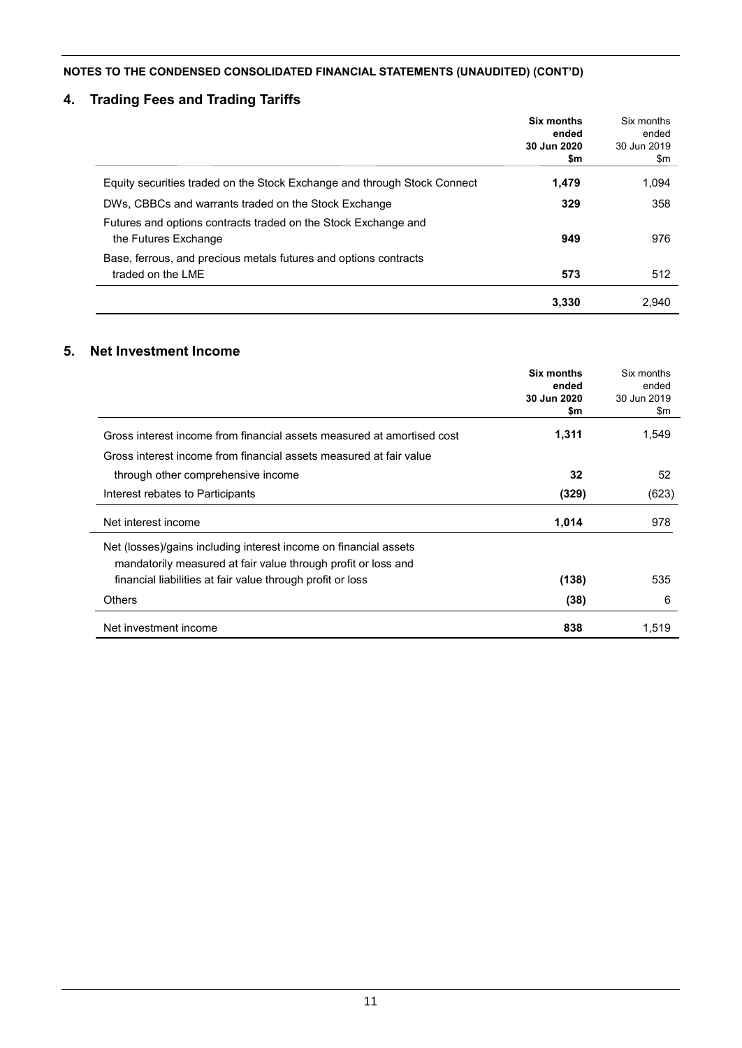**NOTES TO THE CONDENSED CONSOLIDATED FINANCIAL STATEMENTS (UNAUDITED) (CONT'D)**

## 4. Trading Fees and Trading Tariffs

| | **Six months ended 30 Jun 2020 $m** | Six months ended 30 Jun 2019 $m |
|---|---|---|
| Equity securities traded on the Stock Exchange and through Stock Connect | **1,479** | 1,094 |
| DWs, CBBCs and warrants traded on the Stock Exchange | **329** | 358 |
| Futures and options contracts traded on the Stock Exchange and the Futures Exchange | **949** | 976 |
| Base, ferrous, and precious metals futures and options contracts traded on the LME | **573** | 512 |
| | **3,330** | 2,940 |

## 5. Net Investment Income

| | **Six months ended 30 Jun 2020 $m** | Six months ended 30 Jun 2019 $m |
|---|---|---|
| Gross interest income from financial assets measured at amortised cost | **1,311** | 1,549 |
| Gross interest income from financial assets measured at fair value through other comprehensive income | **32** | 52 |
| Interest rebates to Participants | **(329)** | (623) |
| Net interest income | **1,014** | 978 |
| Net (losses)/gains including interest income on financial assets mandatorily measured at fair value through profit or loss and financial liabilities at fair value through profit or loss | **(138)** | 535 |
| Others | **(38)** | 6 |
| Net investment income | **838** | 1,519 |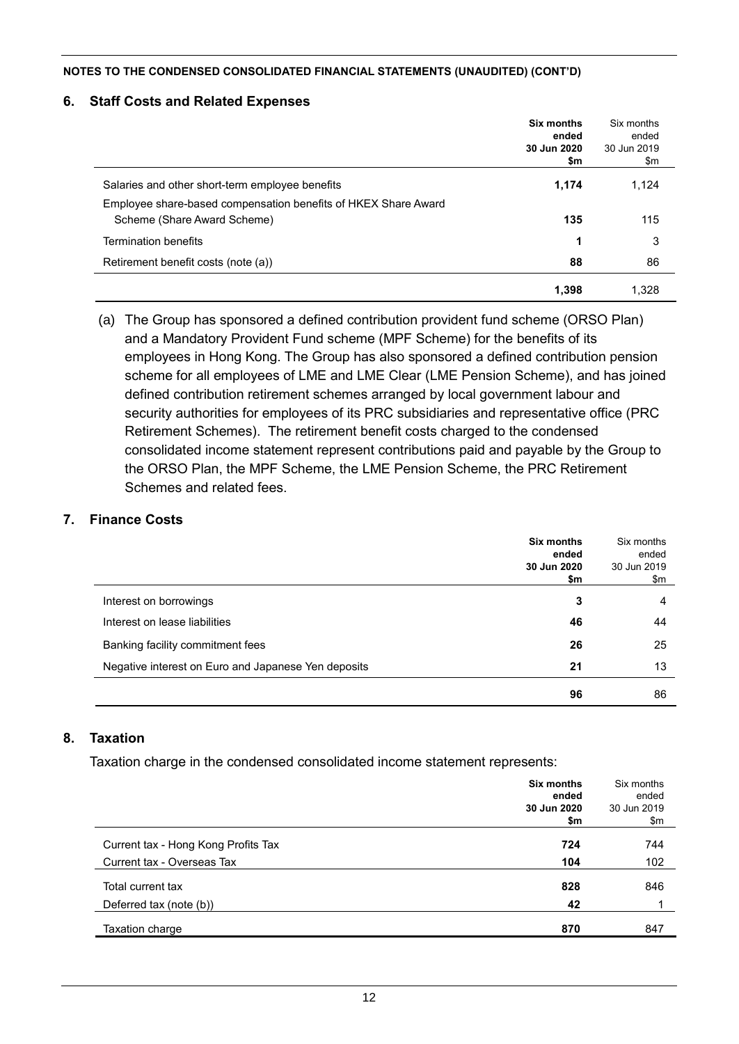NOTES TO THE CONDENSED CONSOLIDATED FINANCIAL STATEMENTS (UNAUDITED) (CONT'D)

## 6. Staff Costs and Related Expenses

| | **Six months ended 30 Jun 2020 $m** | Six months ended 30 Jun 2019 $m |
|---|---|---|
| Salaries and other short-term employee benefits | **1,174** | 1,124 |
| Employee share-based compensation benefits of HKEX Share Award Scheme (Share Award Scheme) | **135** | 115 |
| Termination benefits | **1** | 3 |
| Retirement benefit costs (note (a)) | **88** | 86 |
| | **1,398** | 1,328 |

(a) The Group has sponsored a defined contribution provident fund scheme (ORSO Plan) and a Mandatory Provident Fund scheme (MPF Scheme) for the benefits of its employees in Hong Kong. The Group has also sponsored a defined contribution pension scheme for all employees of LME and LME Clear (LME Pension Scheme), and has joined defined contribution retirement schemes arranged by local government labour and security authorities for employees of its PRC subsidiaries and representative office (PRC Retirement Schemes). The retirement benefit costs charged to the condensed consolidated income statement represent contributions paid and payable by the Group to the ORSO Plan, the MPF Scheme, the LME Pension Scheme, the PRC Retirement Schemes and related fees.

## 7. Finance Costs

| | **Six months ended 30 Jun 2020 $m** | Six months ended 30 Jun 2019 $m |
|---|---|---|
| Interest on borrowings | **3** | 4 |
| Interest on lease liabilities | **46** | 44 |
| Banking facility commitment fees | **26** | 25 |
| Negative interest on Euro and Japanese Yen deposits | **21** | 13 |
| | **96** | 86 |

## 8. Taxation

Taxation charge in the condensed consolidated income statement represents:

| | **Six months ended 30 Jun 2020 $m** | Six months ended 30 Jun 2019 $m |
|---|---|---|
| Current tax - Hong Kong Profits Tax | **724** | 744 |
| Current tax - Overseas Tax | **104** | 102 |
| Total current tax | **828** | 846 |
| Deferred tax (note (b)) | **42** | 1 |
| Taxation charge | **870** | 847 |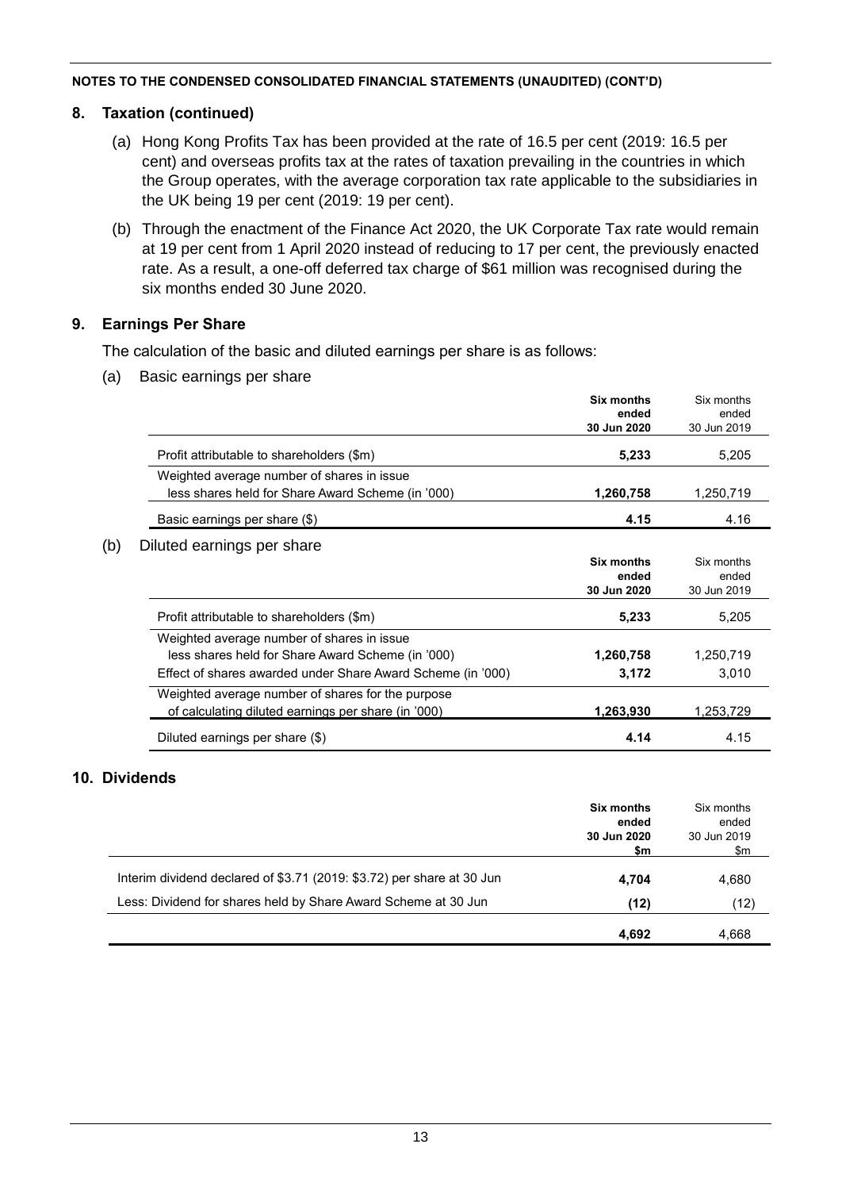**NOTES TO THE CONDENSED CONSOLIDATED FINANCIAL STATEMENTS (UNAUDITED) (CONT'D)**

## 8. Taxation (continued)

(a) Hong Kong Profits Tax has been provided at the rate of 16.5 per cent (2019: 16.5 per cent) and overseas profits tax at the rates of taxation prevailing in the countries in which the Group operates, with the average corporation tax rate applicable to the subsidiaries in the UK being 19 per cent (2019: 19 per cent).

(b) Through the enactment of the Finance Act 2020, the UK Corporate Tax rate would remain at 19 per cent from 1 April 2020 instead of reducing to 17 per cent, the previously enacted rate. As a result, a one-off deferred tax charge of $61 million was recognised during the six months ended 30 June 2020.

## 9. Earnings Per Share

The calculation of the basic and diluted earnings per share is as follows:

(a) Basic earnings per share

| | **Six months ended 30 Jun 2020** | Six months ended 30 Jun 2019 |
|---|---|---|
| Profit attributable to shareholders ($m) | **5,233** | 5,205 |
| Weighted average number of shares in issue less shares held for Share Award Scheme (in '000) | **1,260,758** | 1,250,719 |
| Basic earnings per share ($) | **4.15** | 4.16 |

(b) Diluted earnings per share

| | **Six months ended 30 Jun 2020** | Six months ended 30 Jun 2019 |
|---|---|---|
| Profit attributable to shareholders ($m) | **5,233** | 5,205 |
| Weighted average number of shares in issue less shares held for Share Award Scheme (in '000) | **1,260,758** | 1,250,719 |
| Effect of shares awarded under Share Award Scheme (in '000) | **3,172** | 3,010 |
| Weighted average number of shares for the purpose of calculating diluted earnings per share (in '000) | **1,263,930** | 1,253,729 |
| Diluted earnings per share ($) | **4.14** | 4.15 |

## 10. Dividends

| | **Six months ended 30 Jun 2020 $m** | Six months ended 30 Jun 2019 $m |
|---|---|---|
| Interim dividend declared of $3.71 (2019: $3.72) per share at 30 Jun | **4,704** | 4,680 |
| Less: Dividend for shares held by Share Award Scheme at 30 Jun | **(12)** | (12) |
| | **4,692** | 4,668 |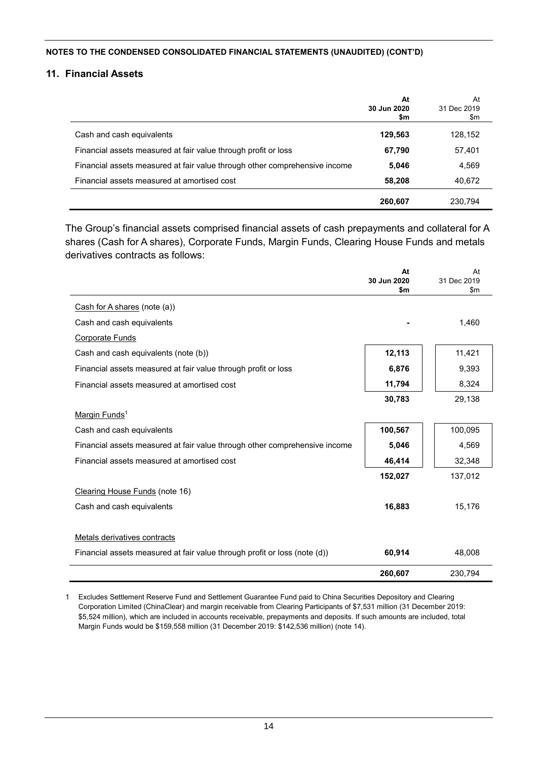**NOTES TO THE CONDENSED CONSOLIDATED FINANCIAL STATEMENTS (UNAUDITED) (CONT'D)**

## 11. Financial Assets

| | At 30 Jun 2020 $m | At 31 Dec 2019 $m |
|---|---|---|
| Cash and cash equivalents | **129,563** | 128,152 |
| Financial assets measured at fair value through profit or loss | **67,790** | 57,401 |
| Financial assets measured at fair value through other comprehensive income | **5,046** | 4,569 |
| Financial assets measured at amortised cost | **58,208** | 40,672 |
| | **260,607** | 230,794 |

The Group's financial assets comprised financial assets of cash prepayments and collateral for A shares (Cash for A shares), Corporate Funds, Margin Funds, Clearing House Funds and metals derivatives contracts as follows:

| | At 30 Jun 2020 $m | At 31 Dec 2019 $m |
|---|---|---|
| Cash for A shares (note (a)) | | |
| Cash and cash equivalents | **-** | 1,460 |
| Corporate Funds | | |
| Cash and cash equivalents (note (b)) | **12,113** | 11,421 |
| Financial assets measured at fair value through profit or loss | **6,876** | 9,393 |
| Financial assets measured at amortised cost | **11,794** | 8,324 |
| | **30,783** | 29,138 |
| Margin Funds[1] | | |
| Cash and cash equivalents | **100,567** | 100,095 |
| Financial assets measured at fair value through other comprehensive income | **5,046** | 4,569 |
| Financial assets measured at amortised cost | **46,414** | 32,348 |
| | **152,027** | 137,012 |
| Clearing House Funds (note 16) | | |
| Cash and cash equivalents | **16,883** | 15,176 |
| Metals derivatives contracts | | |
| Financial assets measured at fair value through profit or loss (note (d)) | **60,914** | 48,008 |
| | **260,607** | 230,794 |

1 Excludes Settlement Reserve Fund and Settlement Guarantee Fund paid to China Securities Depository and Clearing Corporation Limited (ChinaClear) and margin receivable from Clearing Participants of $7,531 million (31 December 2019: $5,524 million), which are included in accounts receivable, prepayments and deposits. If such amounts are included, total Margin Funds would be $159,558 million (31 December 2019: $142,536 million) (note 14).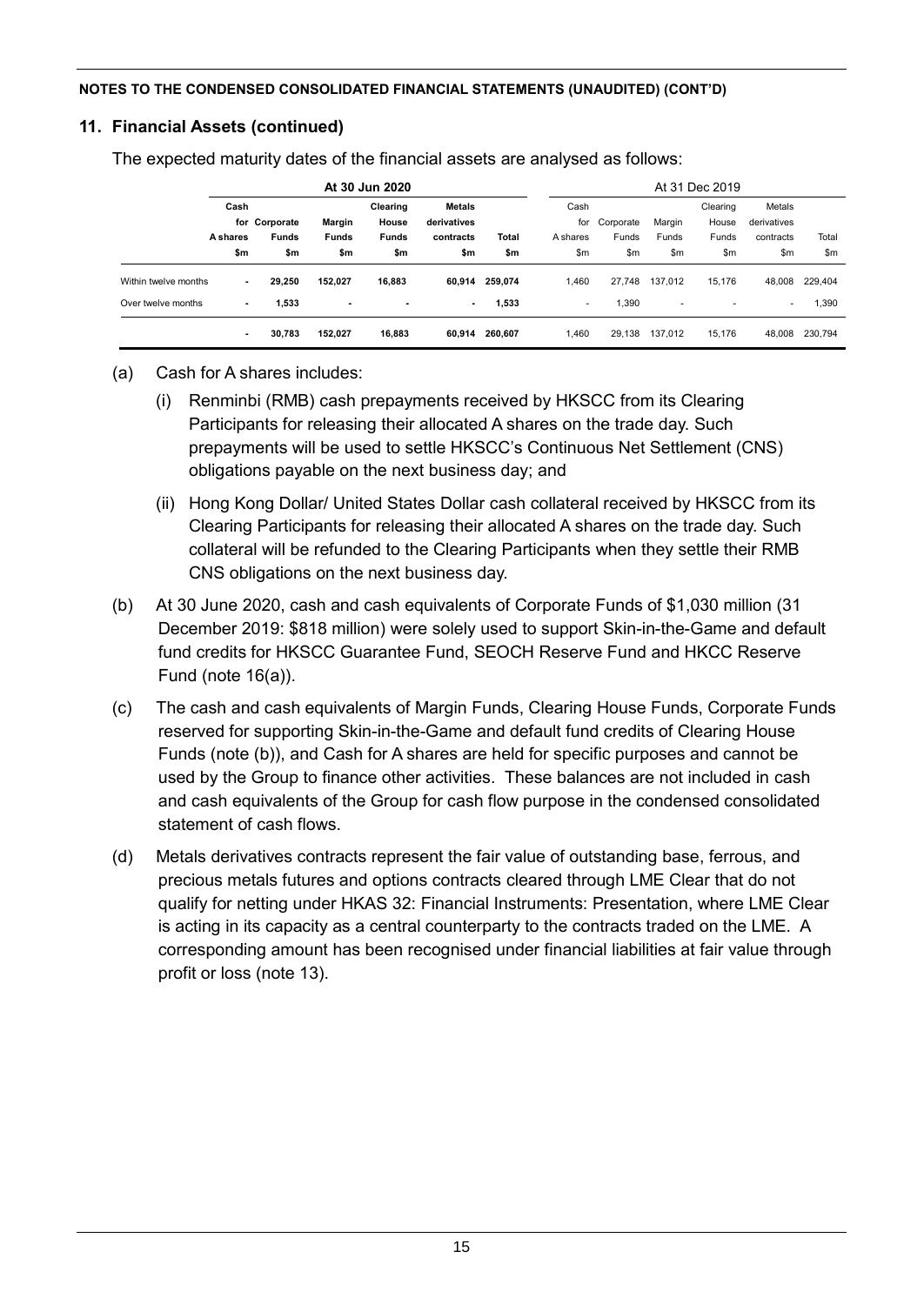NOTES TO THE CONDENSED CONSOLIDATED FINANCIAL STATEMENTS (UNAUDITED) (CONT'D)

## 11. Financial Assets (continued)

The expected maturity dates of the financial assets are analysed as follows:

| | At 30 Jun 2020 | | | | | | At 31 Dec 2019 | | | | | |
|---|---|---|---|---|---|---|---|---|---|---|---|---|
| | Cash for A shares | Corporate Funds | Margin Funds | Clearing House Funds | Metals derivatives contracts | Total | Cash for A shares | Corporate Funds | Margin Funds | Clearing House Funds | Metals derivatives contracts | Total |
| | $m | $m | $m | $m | $m | $m | $m | $m | $m | $m | $m | $m |
| Within twelve months | - | 29,250 | 152,027 | 16,883 | 60,914 | 259,074 | 1,460 | 27,748 | 137,012 | 15,176 | 48,008 | 229,404 |
| Over twelve months | - | 1,533 | - | - | - | 1,533 | - | 1,390 | - | - | - | 1,390 |
| | - | 30,783 | 152,027 | 16,883 | 60,914 | 260,607 | 1,460 | 29,138 | 137,012 | 15,176 | 48,008 | 230,794 |

(a) Cash for A shares includes:

(i) Renminbi (RMB) cash prepayments received by HKSCC from its Clearing Participants for releasing their allocated A shares on the trade day. Such prepayments will be used to settle HKSCC's Continuous Net Settlement (CNS) obligations payable on the next business day; and

(ii) Hong Kong Dollar/ United States Dollar cash collateral received by HKSCC from its Clearing Participants for releasing their allocated A shares on the trade day. Such collateral will be refunded to the Clearing Participants when they settle their RMB CNS obligations on the next business day.

(b) At 30 June 2020, cash and cash equivalents of Corporate Funds of $1,030 million (31 December 2019: $818 million) were solely used to support Skin-in-the-Game and default fund credits for HKSCC Guarantee Fund, SEOCH Reserve Fund and HKCC Reserve Fund (note 16(a)).

(c) The cash and cash equivalents of Margin Funds, Clearing House Funds, Corporate Funds reserved for supporting Skin-in-the-Game and default fund credits of Clearing House Funds (note (b)), and Cash for A shares are held for specific purposes and cannot be used by the Group to finance other activities. These balances are not included in cash and cash equivalents of the Group for cash flow purpose in the condensed consolidated statement of cash flows.

(d) Metals derivatives contracts represent the fair value of outstanding base, ferrous, and precious metals futures and options contracts cleared through LME Clear that do not qualify for netting under HKAS 32: Financial Instruments: Presentation, where LME Clear is acting in its capacity as a central counterparty to the contracts traded on the LME. A corresponding amount has been recognised under financial liabilities at fair value through profit or loss (note 13).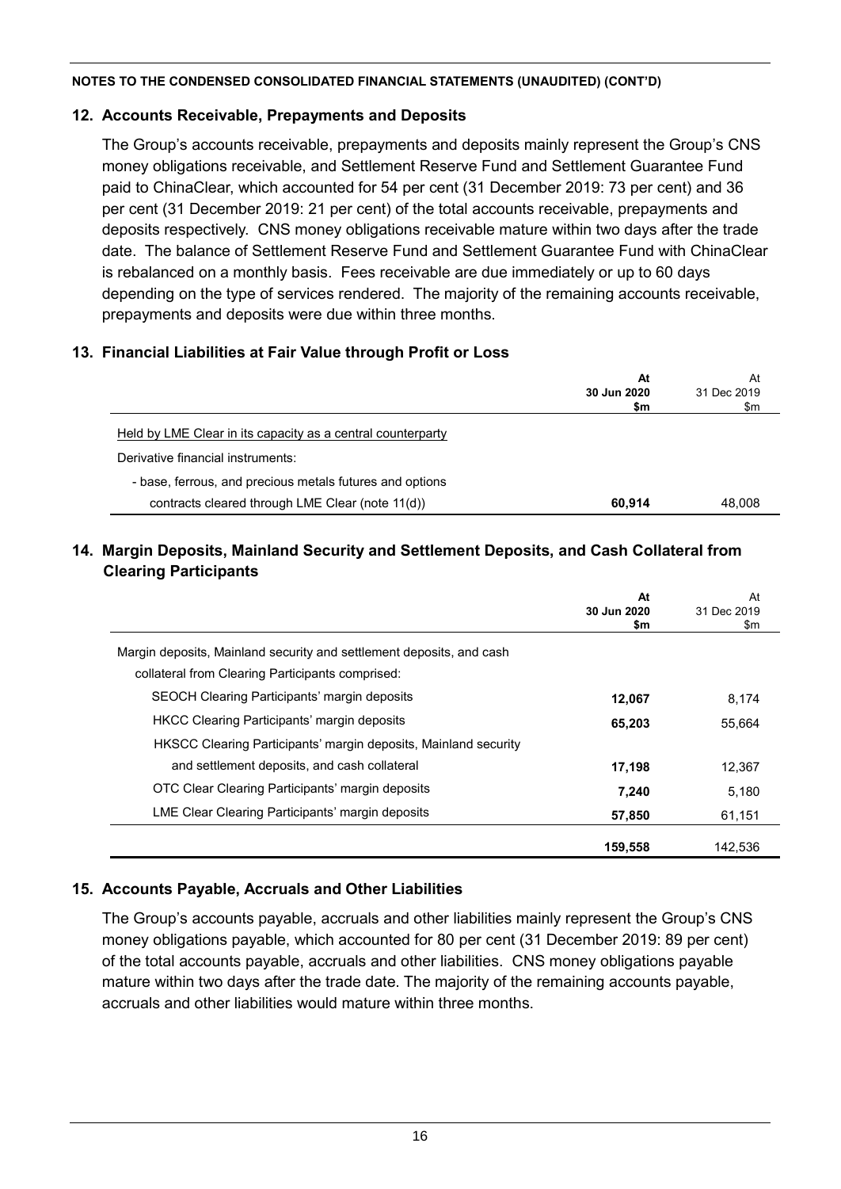**NOTES TO THE CONDENSED CONSOLIDATED FINANCIAL STATEMENTS (UNAUDITED) (CONT'D)**

## 12. Accounts Receivable, Prepayments and Deposits

The Group's accounts receivable, prepayments and deposits mainly represent the Group's CNS money obligations receivable, and Settlement Reserve Fund and Settlement Guarantee Fund paid to ChinaClear, which accounted for 54 per cent (31 December 2019: 73 per cent) and 36 per cent (31 December 2019: 21 per cent) of the total accounts receivable, prepayments and deposits respectively. CNS money obligations receivable mature within two days after the trade date. The balance of Settlement Reserve Fund and Settlement Guarantee Fund with ChinaClear is rebalanced on a monthly basis. Fees receivable are due immediately or up to 60 days depending on the type of services rendered. The majority of the remaining accounts receivable, prepayments and deposits were due within three months.

## 13. Financial Liabilities at Fair Value through Profit or Loss

| | **At 30 Jun 2020 $m** | At 31 Dec 2019 $m |
|---|---|---|
| Held by LME Clear in its capacity as a central counterparty | | |
| Derivative financial instruments: | | |
| - base, ferrous, and precious metals futures and options contracts cleared through LME Clear (note 11(d)) | **60,914** | 48,008 |

## 14. Margin Deposits, Mainland Security and Settlement Deposits, and Cash Collateral from Clearing Participants

| | **At 30 Jun 2020 $m** | At 31 Dec 2019 $m |
|---|---|---|
| Margin deposits, Mainland security and settlement deposits, and cash collateral from Clearing Participants comprised: | | |
| SEOCH Clearing Participants' margin deposits | **12,067** | 8,174 |
| HKCC Clearing Participants' margin deposits | **65,203** | 55,664 |
| HKSCC Clearing Participants' margin deposits, Mainland security and settlement deposits, and cash collateral | **17,198** | 12,367 |
| OTC Clear Clearing Participants' margin deposits | **7,240** | 5,180 |
| LME Clear Clearing Participants' margin deposits | **57,850** | 61,151 |
| | **159,558** | 142,536 |

## 15. Accounts Payable, Accruals and Other Liabilities

The Group's accounts payable, accruals and other liabilities mainly represent the Group's CNS money obligations payable, which accounted for 80 per cent (31 December 2019: 89 per cent) of the total accounts payable, accruals and other liabilities. CNS money obligations payable mature within two days after the trade date. The majority of the remaining accounts payable, accruals and other liabilities would mature within three months.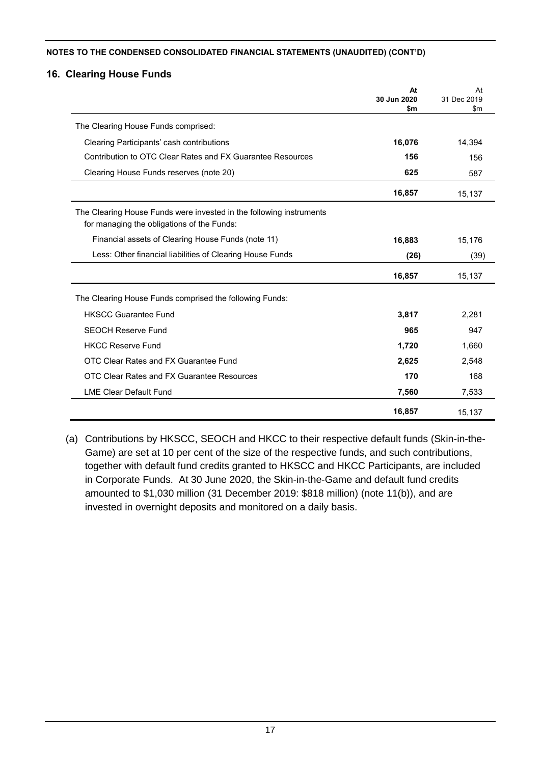NOTES TO THE CONDENSED CONSOLIDATED FINANCIAL STATEMENTS (UNAUDITED) (CONT'D)

## 16. Clearing House Funds

| | **At 30 Jun 2020 $m** | At 31 Dec 2019 $m |
|---|---|---|
| The Clearing House Funds comprised: | | |
| Clearing Participants' cash contributions | **16,076** | 14,394 |
| Contribution to OTC Clear Rates and FX Guarantee Resources | **156** | 156 |
| Clearing House Funds reserves (note 20) | **625** | 587 |
| | **16,857** | 15,137 |
| The Clearing House Funds were invested in the following instruments for managing the obligations of the Funds: | | |
| Financial assets of Clearing House Funds (note 11) | **16,883** | 15,176 |
| Less: Other financial liabilities of Clearing House Funds | **(26)** | (39) |
| | **16,857** | 15,137 |
| The Clearing House Funds comprised the following Funds: | | |
| HKSCC Guarantee Fund | **3,817** | 2,281 |
| SEOCH Reserve Fund | **965** | 947 |
| HKCC Reserve Fund | **1,720** | 1,660 |
| OTC Clear Rates and FX Guarantee Fund | **2,625** | 2,548 |
| OTC Clear Rates and FX Guarantee Resources | **170** | 168 |
| LME Clear Default Fund | **7,560** | 7,533 |
| | **16,857** | 15,137 |

(a) Contributions by HKSCC, SEOCH and HKCC to their respective default funds (Skin-in-the-Game) are set at 10 per cent of the size of the respective funds, and such contributions, together with default fund credits granted to HKSCC and HKCC Participants, are included in Corporate Funds. At 30 June 2020, the Skin-in-the-Game and default fund credits amounted to $1,030 million (31 December 2019: $818 million) (note 11(b)), and are invested in overnight deposits and monitored on a daily basis.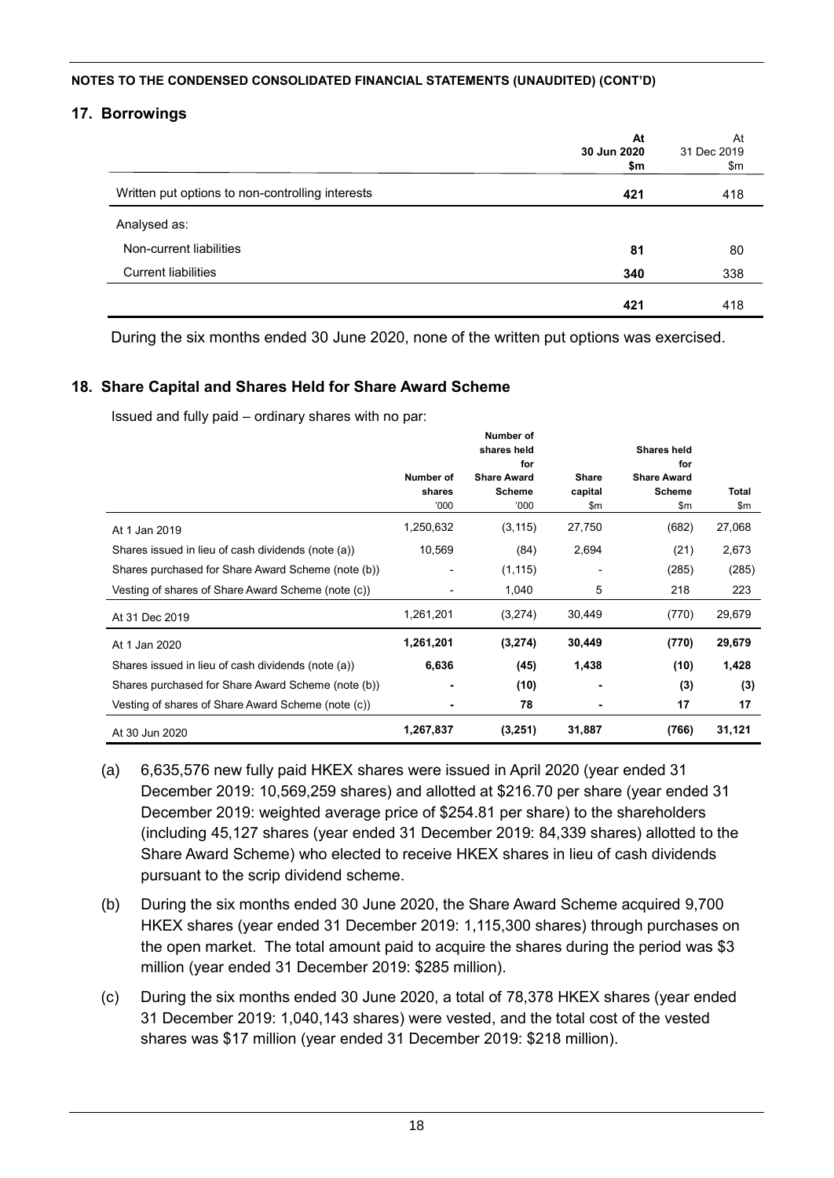**NOTES TO THE CONDENSED CONSOLIDATED FINANCIAL STATEMENTS (UNAUDITED) (CONT'D)**

## 17. Borrowings

| | **At 30 Jun 2020 $m** | At 31 Dec 2019 $m |
|---|---|---|
| Written put options to non-controlling interests | **421** | 418 |
| Analysed as: | | |
| Non-current liabilities | **81** | 80 |
| Current liabilities | **340** | 338 |
| | **421** | 418 |

During the six months ended 30 June 2020, none of the written put options was exercised.

## 18. Share Capital and Shares Held for Share Award Scheme

Issued and fully paid – ordinary shares with no par:

| | Number of shares '000 | Number of shares held for Share Award Scheme '000 | Share capital $m | Shares held for Share Award Scheme $m | Total $m |
|---|---|---|---|---|---|
| At 1 Jan 2019 | 1,250,632 | (3,115) | 27,750 | (682) | 27,068 |
| Shares issued in lieu of cash dividends (note (a)) | 10,569 | (84) | 2,694 | (21) | 2,673 |
| Shares purchased for Share Award Scheme (note (b)) | - | (1,115) | - | (285) | (285) |
| Vesting of shares of Share Award Scheme (note (c)) | - | 1,040 | 5 | 218 | 223 |
| At 31 Dec 2019 | 1,261,201 | (3,274) | 30,449 | (770) | 29,679 |
| At 1 Jan 2020 | **1,261,201** | **(3,274)** | **30,449** | **(770)** | **29,679** |
| Shares issued in lieu of cash dividends (note (a)) | **6,636** | **(45)** | **1,438** | **(10)** | **1,428** |
| Shares purchased for Share Award Scheme (note (b)) | **-** | **(10)** | **-** | **(3)** | **(3)** |
| Vesting of shares of Share Award Scheme (note (c)) | **-** | **78** | **-** | **17** | **17** |
| At 30 Jun 2020 | **1,267,837** | **(3,251)** | **31,887** | **(766)** | **31,121** |

(a) 6,635,576 new fully paid HKEX shares were issued in April 2020 (year ended 31 December 2019: 10,569,259 shares) and allotted at $216.70 per share (year ended 31 December 2019: weighted average price of $254.81 per share) to the shareholders (including 45,127 shares (year ended 31 December 2019: 84,339 shares) allotted to the Share Award Scheme) who elected to receive HKEX shares in lieu of cash dividends pursuant to the scrip dividend scheme.

(b) During the six months ended 30 June 2020, the Share Award Scheme acquired 9,700 HKEX shares (year ended 31 December 2019: 1,115,300 shares) through purchases on the open market. The total amount paid to acquire the shares during the period was $3 million (year ended 31 December 2019: $285 million).

(c) During the six months ended 30 June 2020, a total of 78,378 HKEX shares (year ended 31 December 2019: 1,040,143 shares) were vested, and the total cost of the vested shares was $17 million (year ended 31 December 2019: $218 million).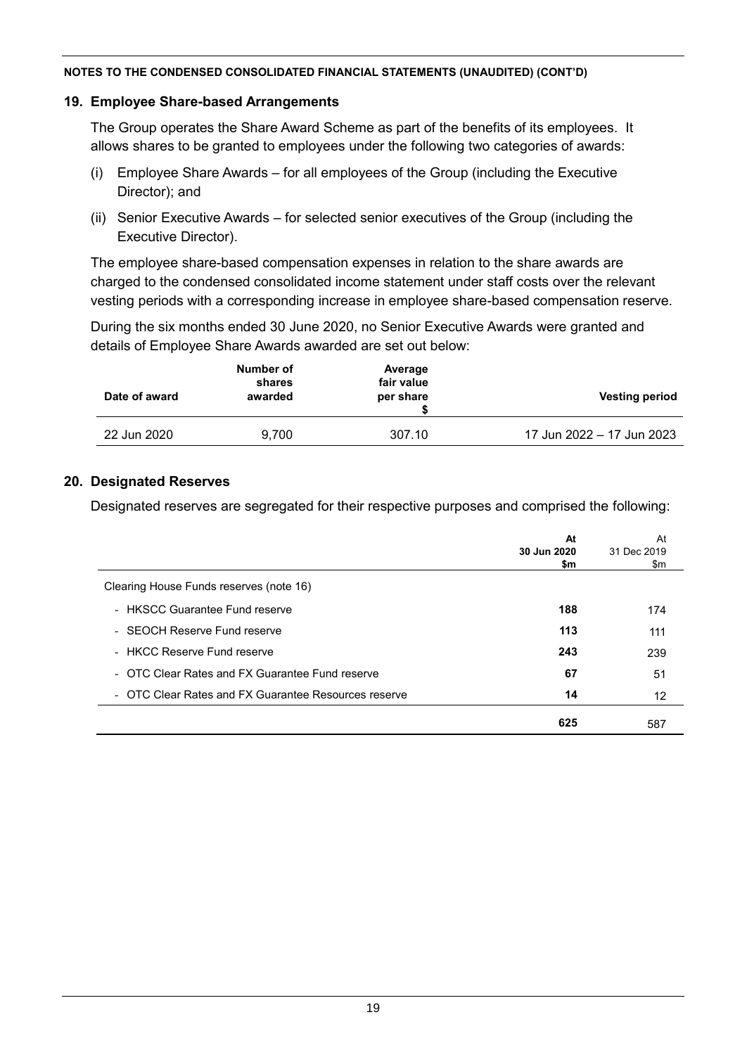NOTES TO THE CONDENSED CONSOLIDATED FINANCIAL STATEMENTS (UNAUDITED) (CONT'D)

## 19. Employee Share-based Arrangements

The Group operates the Share Award Scheme as part of the benefits of its employees. It allows shares to be granted to employees under the following two categories of awards:

(i) Employee Share Awards – for all employees of the Group (including the Executive Director); and

(ii) Senior Executive Awards – for selected senior executives of the Group (including the Executive Director).

The employee share-based compensation expenses in relation to the share awards are charged to the condensed consolidated income statement under staff costs over the relevant vesting periods with a corresponding increase in employee share-based compensation reserve.

During the six months ended 30 June 2020, no Senior Executive Awards were granted and details of Employee Share Awards awarded are set out below:

| Date of award | Number of shares awarded | Average fair value per share $ | Vesting period |
|---|---|---|---|
| 22 Jun 2020 | 9,700 | 307.10 | 17 Jun 2022 – 17 Jun 2023 |

## 20. Designated Reserves

Designated reserves are segregated for their respective purposes and comprised the following:

| | At 30 Jun 2020 $m | At 31 Dec 2019 $m |
|---|---|---|
| Clearing House Funds reserves (note 16) | | |
| - HKSCC Guarantee Fund reserve | **188** | 174 |
| - SEOCH Reserve Fund reserve | **113** | 111 |
| - HKCC Reserve Fund reserve | **243** | 239 |
| - OTC Clear Rates and FX Guarantee Fund reserve | **67** | 51 |
| - OTC Clear Rates and FX Guarantee Resources reserve | **14** | 12 |
| | **625** | 587 |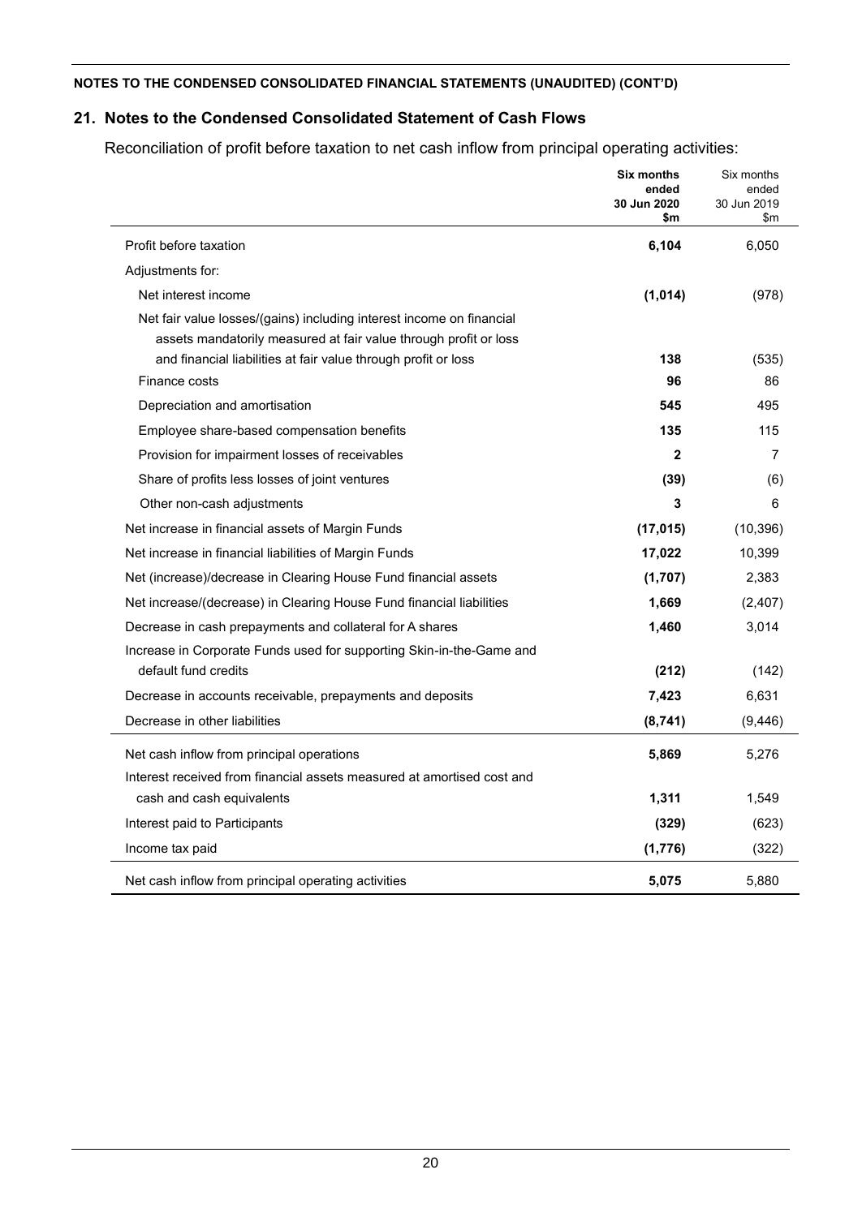**NOTES TO THE CONDENSED CONSOLIDATED FINANCIAL STATEMENTS (UNAUDITED) (CONT'D)**

## 21. Notes to the Condensed Consolidated Statement of Cash Flows

Reconciliation of profit before taxation to net cash inflow from principal operating activities:

| | **Six months ended 30 Jun 2020 $m** | Six months ended 30 Jun 2019 $m |
|---|---|---|
| Profit before taxation | **6,104** | 6,050 |
| Adjustments for: | | |
| Net interest income | **(1,014)** | (978) |
| Net fair value losses/(gains) including interest income on financial assets mandatorily measured at fair value through profit or loss and financial liabilities at fair value through profit or loss | **138** | (535) |
| Finance costs | **96** | 86 |
| Depreciation and amortisation | **545** | 495 |
| Employee share-based compensation benefits | **135** | 115 |
| Provision for impairment losses of receivables | **2** | 7 |
| Share of profits less losses of joint ventures | **(39)** | (6) |
| Other non-cash adjustments | **3** | 6 |
| Net increase in financial assets of Margin Funds | **(17,015)** | (10,396) |
| Net increase in financial liabilities of Margin Funds | **17,022** | 10,399 |
| Net (increase)/decrease in Clearing House Fund financial assets | **(1,707)** | 2,383 |
| Net increase/(decrease) in Clearing House Fund financial liabilities | **1,669** | (2,407) |
| Decrease in cash prepayments and collateral for A shares | **1,460** | 3,014 |
| Increase in Corporate Funds used for supporting Skin-in-the-Game and default fund credits | **(212)** | (142) |
| Decrease in accounts receivable, prepayments and deposits | **7,423** | 6,631 |
| Decrease in other liabilities | **(8,741)** | (9,446) |
| Net cash inflow from principal operations | **5,869** | 5,276 |
| Interest received from financial assets measured at amortised cost and cash and cash equivalents | **1,311** | 1,549 |
| Interest paid to Participants | **(329)** | (623) |
| Income tax paid | **(1,776)** | (322) |
| Net cash inflow from principal operating activities | **5,075** | 5,880 |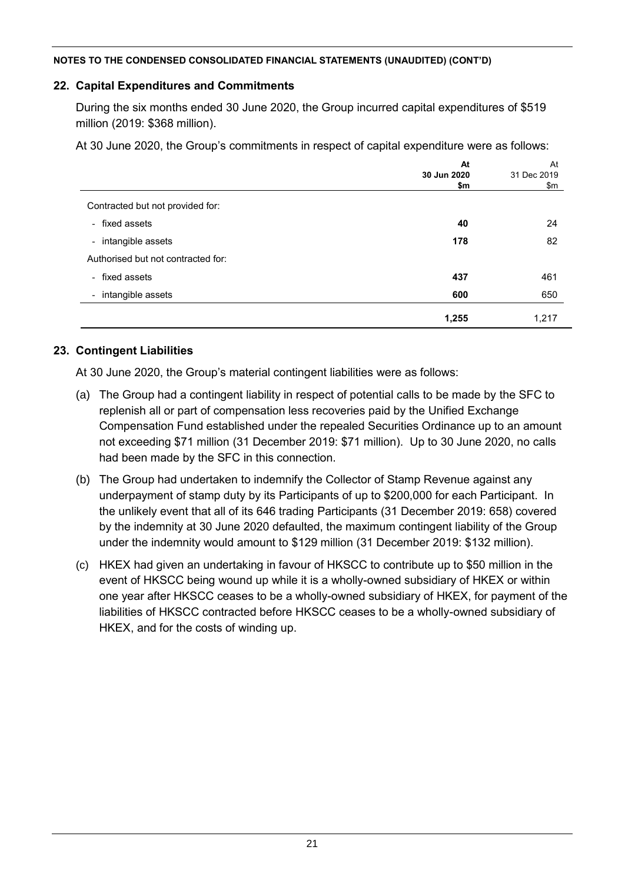NOTES TO THE CONDENSED CONSOLIDATED FINANCIAL STATEMENTS (UNAUDITED) (CONT'D)

## 22. Capital Expenditures and Commitments

During the six months ended 30 June 2020, the Group incurred capital expenditures of $519 million (2019: $368 million).

At 30 June 2020, the Group's commitments in respect of capital expenditure were as follows:

| | **At 30 Jun 2020 $m** | At 31 Dec 2019 $m |
|---|---|---|
| Contracted but not provided for: | | |
| - fixed assets | **40** | 24 |
| - intangible assets | **178** | 82 |
| Authorised but not contracted for: | | |
| - fixed assets | **437** | 461 |
| - intangible assets | **600** | 650 |
| | **1,255** | 1,217 |

## 23. Contingent Liabilities

At 30 June 2020, the Group's material contingent liabilities were as follows:

(a) The Group had a contingent liability in respect of potential calls to be made by the SFC to replenish all or part of compensation less recoveries paid by the Unified Exchange Compensation Fund established under the repealed Securities Ordinance up to an amount not exceeding $71 million (31 December 2019: $71 million). Up to 30 June 2020, no calls had been made by the SFC in this connection.

(b) The Group had undertaken to indemnify the Collector of Stamp Revenue against any underpayment of stamp duty by its Participants of up to $200,000 for each Participant. In the unlikely event that all of its 646 trading Participants (31 December 2019: 658) covered by the indemnity at 30 June 2020 defaulted, the maximum contingent liability of the Group under the indemnity would amount to $129 million (31 December 2019: $132 million).

(c) HKEX had given an undertaking in favour of HKSCC to contribute up to $50 million in the event of HKSCC being wound up while it is a wholly-owned subsidiary of HKEX or within one year after HKSCC ceases to be a wholly-owned subsidiary of HKEX, for payment of the liabilities of HKSCC contracted before HKSCC ceases to be a wholly-owned subsidiary of HKEX, and for the costs of winding up.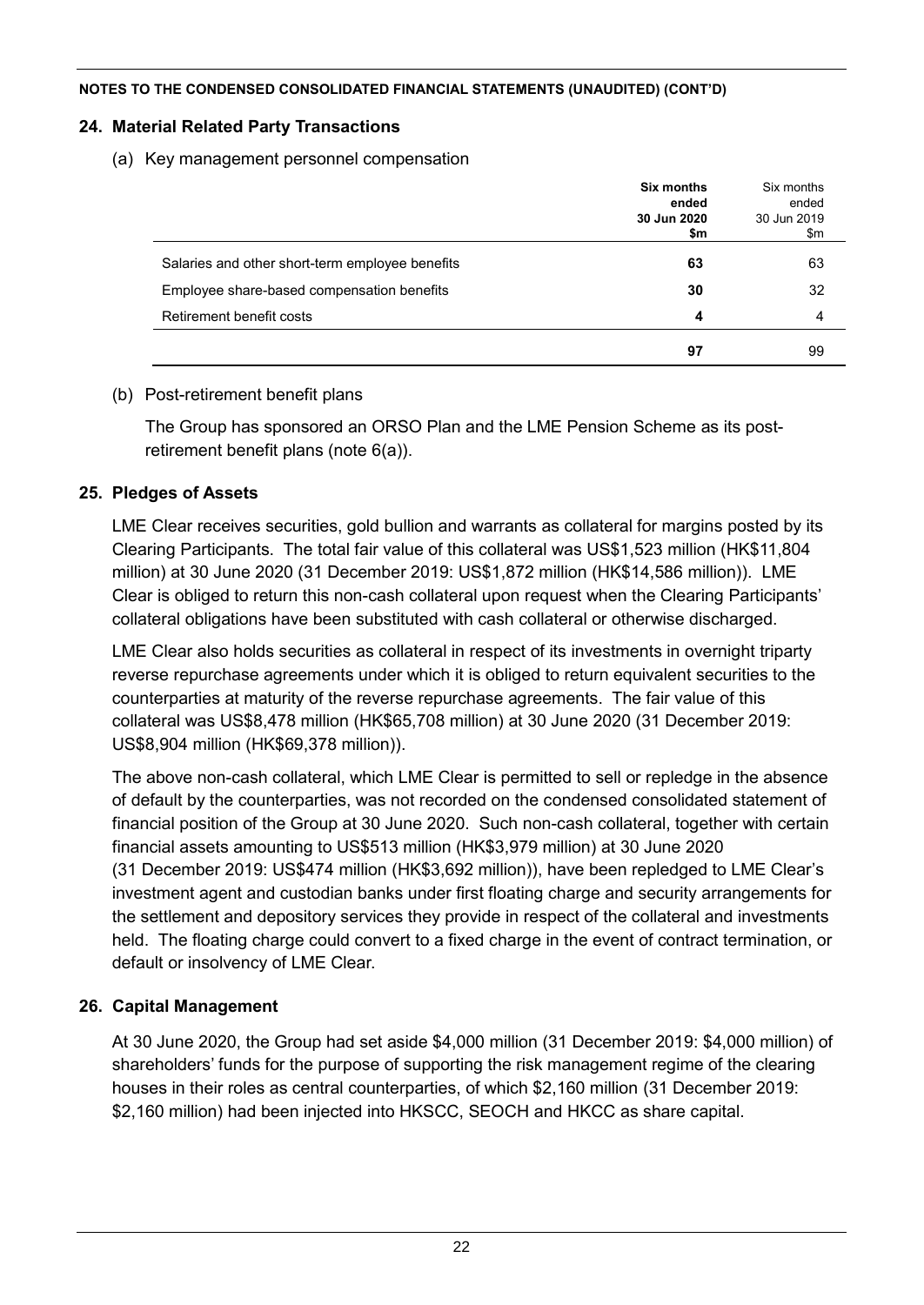**NOTES TO THE CONDENSED CONSOLIDATED FINANCIAL STATEMENTS (UNAUDITED) (CONT'D)**

## 24. Material Related Party Transactions

(a) Key management personnel compensation

| | **Six months ended 30 Jun 2020 $m** | Six months ended 30 Jun 2019 $m |
|---|---|---|
| Salaries and other short-term employee benefits | **63** | 63 |
| Employee share-based compensation benefits | **30** | 32 |
| Retirement benefit costs | **4** | 4 |
| | **97** | 99 |

(b) Post-retirement benefit plans

The Group has sponsored an ORSO Plan and the LME Pension Scheme as its post-retirement benefit plans (note 6(a)).

## 25. Pledges of Assets

LME Clear receives securities, gold bullion and warrants as collateral for margins posted by its Clearing Participants. The total fair value of this collateral was US$1,523 million (HK$11,804 million) at 30 June 2020 (31 December 2019: US$1,872 million (HK$14,586 million)). LME Clear is obliged to return this non-cash collateral upon request when the Clearing Participants' collateral obligations have been substituted with cash collateral or otherwise discharged.

LME Clear also holds securities as collateral in respect of its investments in overnight triparty reverse repurchase agreements under which it is obliged to return equivalent securities to the counterparties at maturity of the reverse repurchase agreements. The fair value of this collateral was US$8,478 million (HK$65,708 million) at 30 June 2020 (31 December 2019: US$8,904 million (HK$69,378 million)).

The above non-cash collateral, which LME Clear is permitted to sell or repledge in the absence of default by the counterparties, was not recorded on the condensed consolidated statement of financial position of the Group at 30 June 2020. Such non-cash collateral, together with certain financial assets amounting to US$513 million (HK$3,979 million) at 30 June 2020 (31 December 2019: US$474 million (HK$3,692 million)), have been repledged to LME Clear's investment agent and custodian banks under first floating charge and security arrangements for the settlement and depository services they provide in respect of the collateral and investments held. The floating charge could convert to a fixed charge in the event of contract termination, or default or insolvency of LME Clear.

## 26. Capital Management

At 30 June 2020, the Group had set aside $4,000 million (31 December 2019: $4,000 million) of shareholders' funds for the purpose of supporting the risk management regime of the clearing houses in their roles as central counterparties, of which $2,160 million (31 December 2019: $2,160 million) had been injected into HKSCC, SEOCH and HKCC as share capital.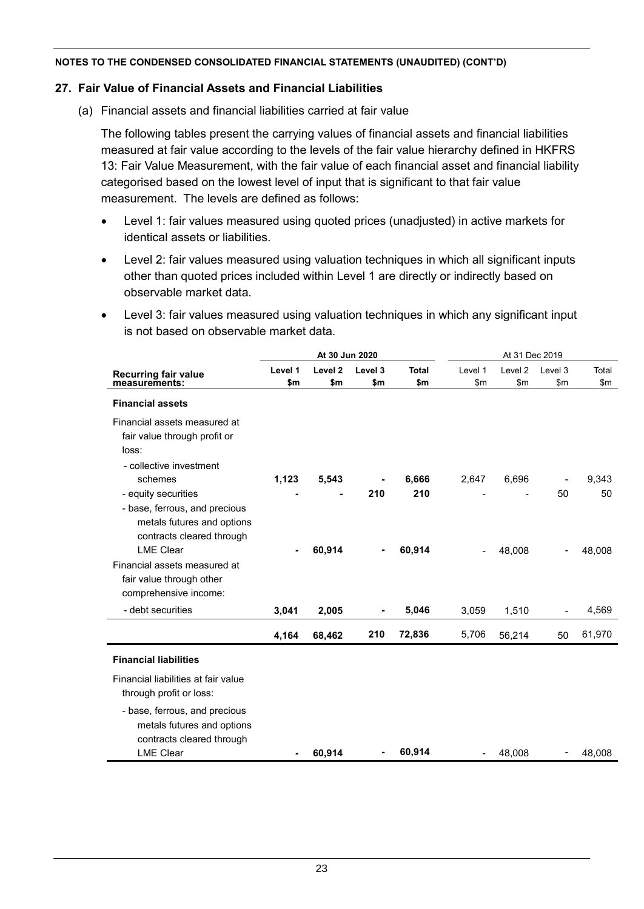**NOTES TO THE CONDENSED CONSOLIDATED FINANCIAL STATEMENTS (UNAUDITED) (CONT'D)**

## 27. Fair Value of Financial Assets and Financial Liabilities

(a) Financial assets and financial liabilities carried at fair value

The following tables present the carrying values of financial assets and financial liabilities measured at fair value according to the levels of the fair value hierarchy defined in HKFRS 13: Fair Value Measurement, with the fair value of each financial asset and financial liability categorised based on the lowest level of input that is significant to that fair value measurement. The levels are defined as follows:

- Level 1: fair values measured using quoted prices (unadjusted) in active markets for identical assets or liabilities.
- Level 2: fair values measured using valuation techniques in which all significant inputs other than quoted prices included within Level 1 are directly or indirectly based on observable market data.
- Level 3: fair values measured using valuation techniques in which any significant input is not based on observable market data.

| | **At 30 Jun 2020** | | | | At 31 Dec 2019 | | | |
|---|---|---|---|---|---|---|---|---|
| **Recurring fair value measurements:** | **Level 1 $m** | **Level 2 $m** | **Level 3 $m** | **Total $m** | Level 1 $m | Level 2 $m | Level 3 $m | Total $m |
| **Financial assets** | | | | | | | | |
| Financial assets measured at fair value through profit or loss: | | | | | | | | |
| - collective investment schemes | **1,123** | **5,543** | **-** | **6,666** | 2,647 | 6,696 | - | 9,343 |
| - equity securities | **-** | **-** | **210** | **210** | - | - | 50 | 50 |
| - base, ferrous, and precious metals futures and options contracts cleared through LME Clear | **-** | **60,914** | **-** | **60,914** | - | 48,008 | - | 48,008 |
| Financial assets measured at fair value through other comprehensive income: | | | | | | | | |
| - debt securities | **3,041** | **2,005** | **-** | **5,046** | 3,059 | 1,510 | - | 4,569 |
| | **4,164** | **68,462** | **210** | **72,836** | 5,706 | 56,214 | 50 | 61,970 |
| **Financial liabilities** | | | | | | | | |
| Financial liabilities at fair value through profit or loss: | | | | | | | | |
| - base, ferrous, and precious metals futures and options contracts cleared through LME Clear | **-** | **60,914** | **-** | **60,914** | - | 48,008 | - | 48,008 |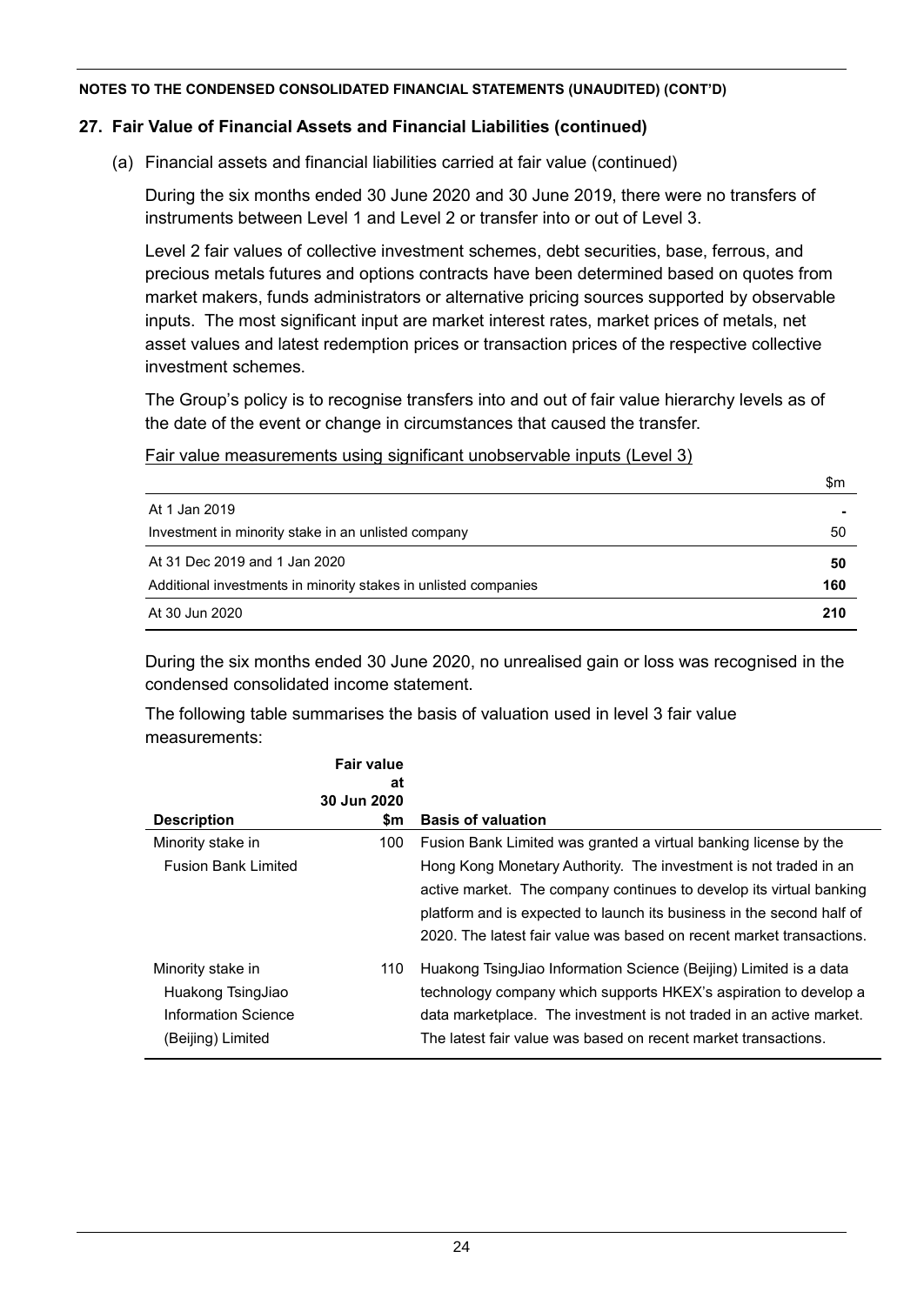**NOTES TO THE CONDENSED CONSOLIDATED FINANCIAL STATEMENTS (UNAUDITED) (CONT'D)**

## 27. Fair Value of Financial Assets and Financial Liabilities (continued)

(a) Financial assets and financial liabilities carried at fair value (continued)

During the six months ended 30 June 2020 and 30 June 2019, there were no transfers of instruments between Level 1 and Level 2 or transfer into or out of Level 3.

Level 2 fair values of collective investment schemes, debt securities, base, ferrous, and precious metals futures and options contracts have been determined based on quotes from market makers, funds administrators or alternative pricing sources supported by observable inputs. The most significant input are market interest rates, market prices of metals, net asset values and latest redemption prices or transaction prices of the respective collective investment schemes.

The Group's policy is to recognise transfers into and out of fair value hierarchy levels as of the date of the event or change in circumstances that caused the transfer.

Fair value measurements using significant unobservable inputs (Level 3)

| | $m |
|---|---|
| At 1 Jan 2019 | - |
| Investment in minority stake in an unlisted company | 50 |
| At 31 Dec 2019 and 1 Jan 2020 | **50** |
| Additional investments in minority stakes in unlisted companies | **160** |
| At 30 Jun 2020 | **210** |

During the six months ended 30 June 2020, no unrealised gain or loss was recognised in the condensed consolidated income statement.

The following table summarises the basis of valuation used in level 3 fair value measurements:

| Description | Fair value at 30 Jun 2020 $m | Basis of valuation |
|---|---|---|
| Minority stake in Fusion Bank Limited | 100 | Fusion Bank Limited was granted a virtual banking license by the Hong Kong Monetary Authority. The investment is not traded in an active market. The company continues to develop its virtual banking platform and is expected to launch its business in the second half of 2020. The latest fair value was based on recent market transactions. |
| Minority stake in Huakong TsingJiao Information Science (Beijing) Limited | 110 | Huakong TsingJiao Information Science (Beijing) Limited is a data technology company which supports HKEX's aspiration to develop a data marketplace. The investment is not traded in an active market. The latest fair value was based on recent market transactions. |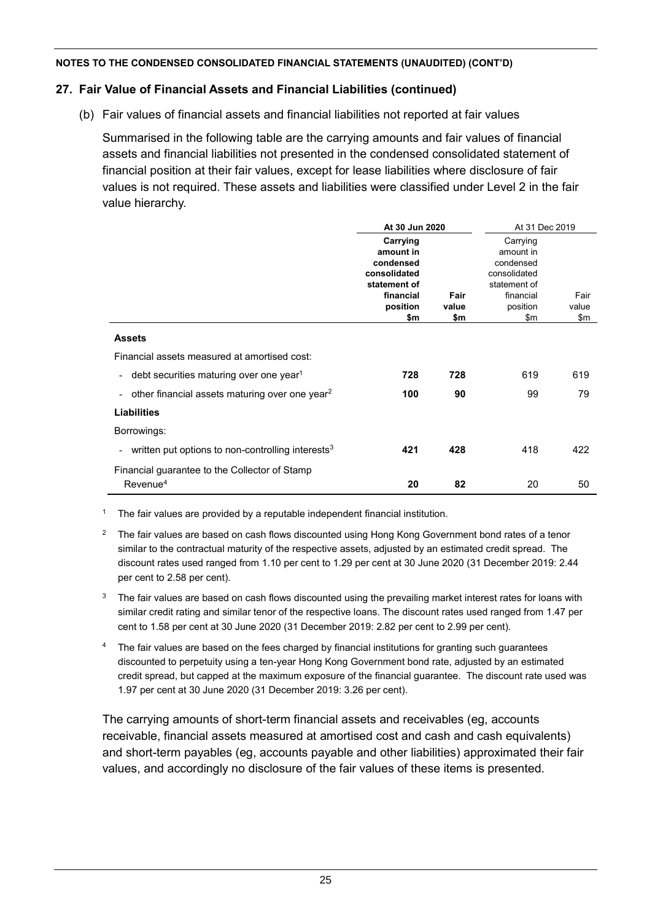NOTES TO THE CONDENSED CONSOLIDATED FINANCIAL STATEMENTS (UNAUDITED) (CONT'D)

## 27. Fair Value of Financial Assets and Financial Liabilities (continued)

(b) Fair values of financial assets and financial liabilities not reported at fair values

Summarised in the following table are the carrying amounts and fair values of financial assets and financial liabilities not presented in the condensed consolidated statement of financial position at their fair values, except for lease liabilities where disclosure of fair values is not required. These assets and liabilities were classified under Level 2 in the fair value hierarchy.

| | **At 30 Jun 2020** | | At 31 Dec 2019 | |
|---|---|---|---|---|
| | **Carrying amount in condensed consolidated statement of financial position $m** | **Fair value $m** | Carrying amount in condensed consolidated statement of financial position $m | Fair value $m |
| **Assets** | | | | |
| Financial assets measured at amortised cost: | | | | |
| - debt securities maturing over one year[1] | **728** | **728** | 619 | 619 |
| - other financial assets maturing over one year[2] | **100** | **90** | 99 | 79 |
| **Liabilities** | | | | |
| Borrowings: | | | | |
| - written put options to non-controlling interests[3] | **421** | **428** | 418 | 422 |
| Financial guarantee to the Collector of Stamp Revenue[4] | **20** | **82** | 20 | 50 |

[1] The fair values are provided by a reputable independent financial institution.

[2] The fair values are based on cash flows discounted using Hong Kong Government bond rates of a tenor similar to the contractual maturity of the respective assets, adjusted by an estimated credit spread. The discount rates used ranged from 1.10 per cent to 1.29 per cent at 30 June 2020 (31 December 2019: 2.44 per cent to 2.58 per cent).

[3] The fair values are based on cash flows discounted using the prevailing market interest rates for loans with similar credit rating and similar tenor of the respective loans. The discount rates used ranged from 1.47 per cent to 1.58 per cent at 30 June 2020 (31 December 2019: 2.82 per cent to 2.99 per cent).

[4] The fair values are based on the fees charged by financial institutions for granting such guarantees discounted to perpetuity using a ten-year Hong Kong Government bond rate, adjusted by an estimated credit spread, but capped at the maximum exposure of the financial guarantee. The discount rate used was 1.97 per cent at 30 June 2020 (31 December 2019: 3.26 per cent).

The carrying amounts of short-term financial assets and receivables (eg, accounts receivable, financial assets measured at amortised cost and cash and cash equivalents) and short-term payables (eg, accounts payable and other liabilities) approximated their fair values, and accordingly no disclosure of the fair values of these items is presented.